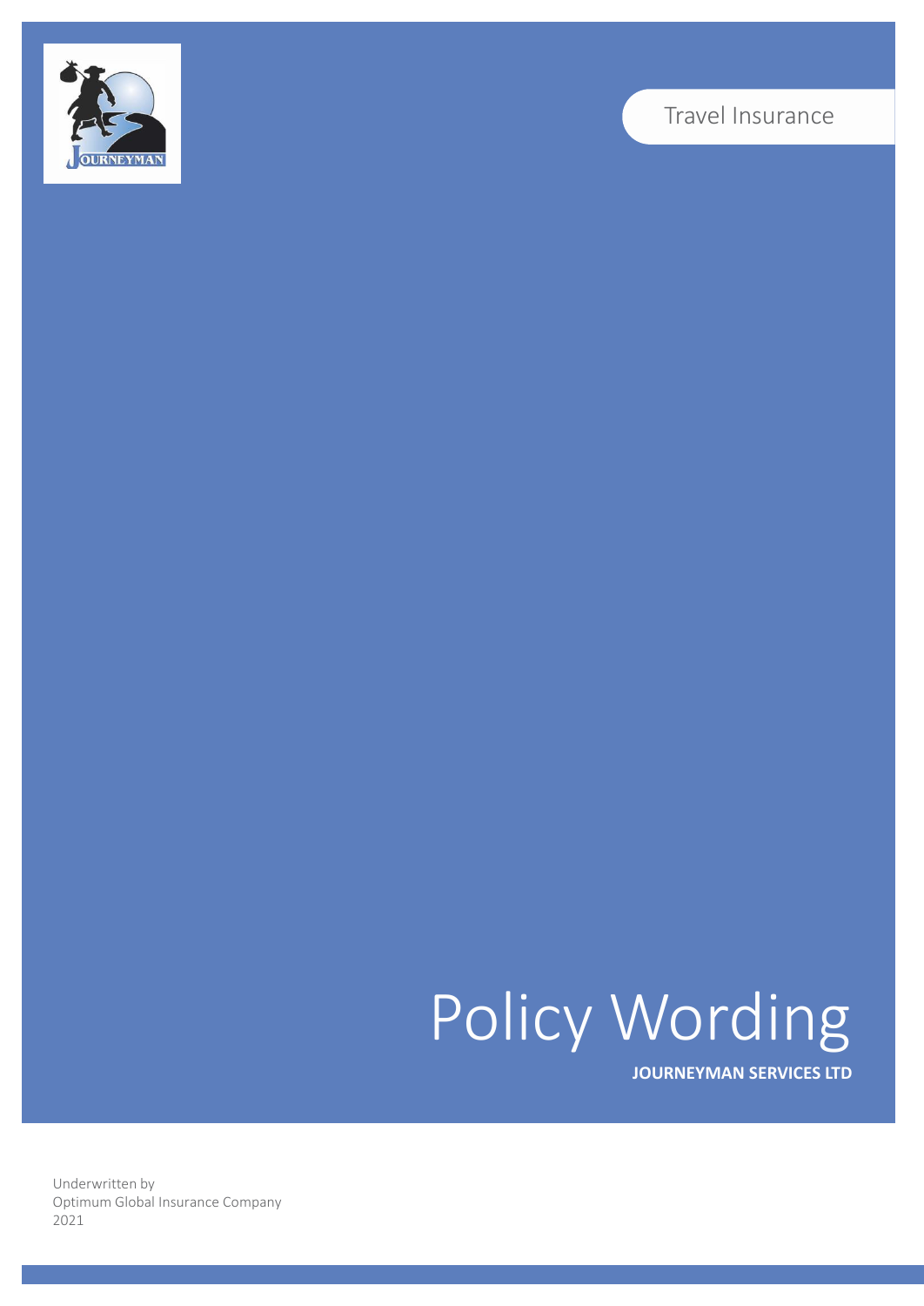Travel Insurance

# Policy Wording

**JOURNEYMAN SERVICES LTD**

Underwritten by
Optimum Global Insurance Company
2021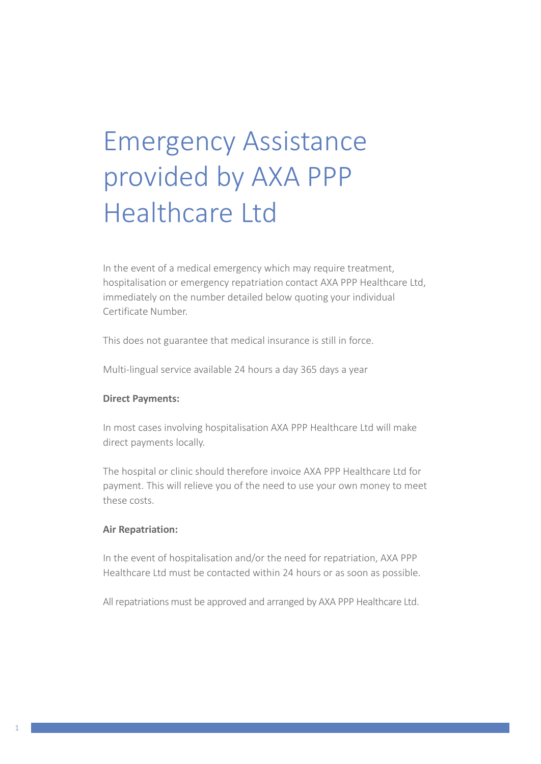# Emergency Assistance provided by AXA PPP Healthcare Ltd

In the event of a medical emergency which may require treatment, hospitalisation or emergency repatriation contact AXA PPP Healthcare Ltd, immediately on the number detailed below quoting your individual Certificate Number.

This does not guarantee that medical insurance is still in force.

Multi-lingual service available 24 hours a day 365 days a year

**Direct Payments:**

In most cases involving hospitalisation AXA PPP Healthcare Ltd will make direct payments locally.

The hospital or clinic should therefore invoice AXA PPP Healthcare Ltd for payment. This will relieve you of the need to use your own money to meet these costs.

**Air Repatriation:**

In the event of hospitalisation and/or the need for repatriation, AXA PPP Healthcare Ltd must be contacted within 24 hours or as soon as possible.

All repatriations must be approved and arranged by AXA PPP Healthcare Ltd.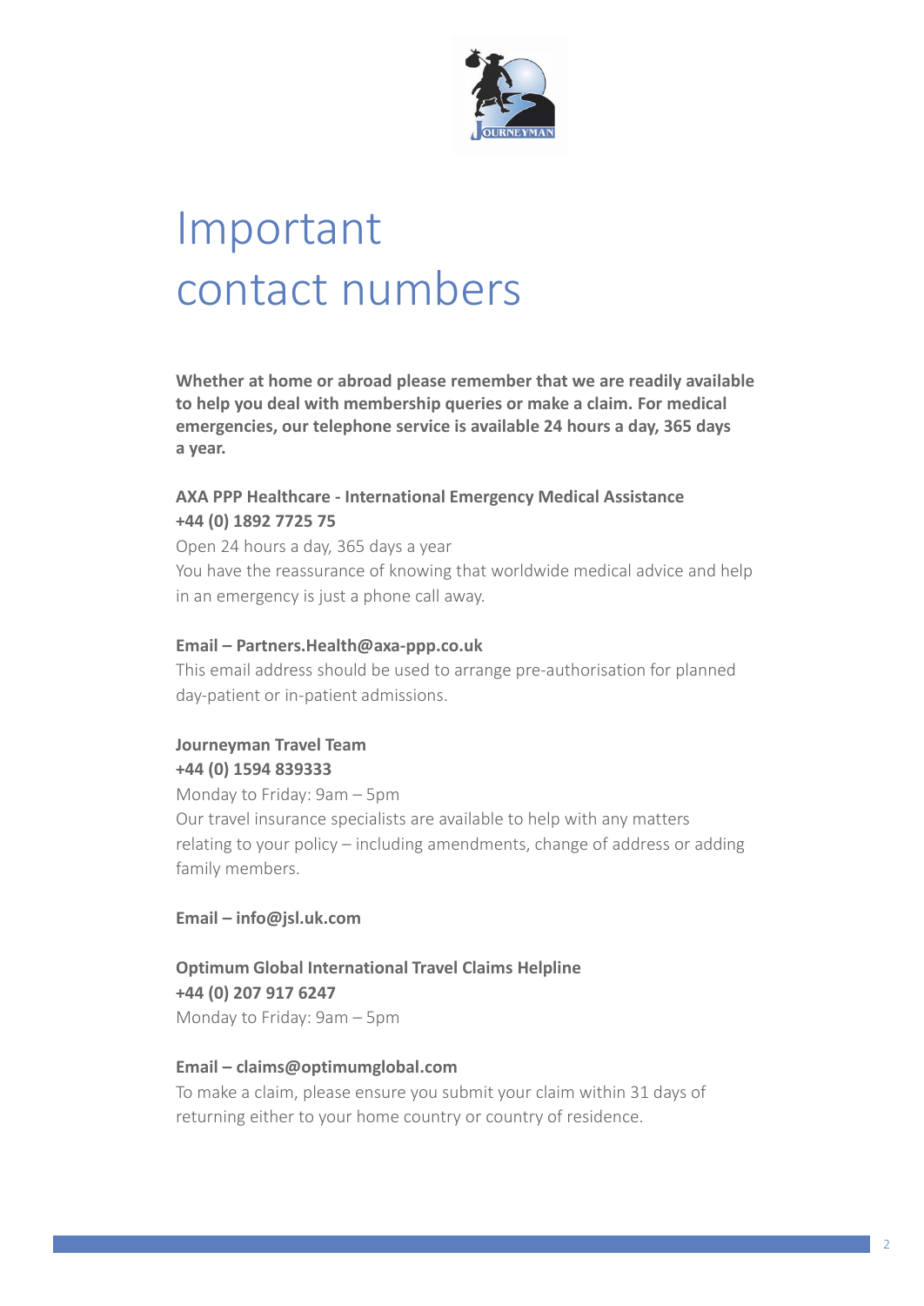# Important contact numbers

**Whether at home or abroad please remember that we are readily available to help you deal with membership queries or make a claim. For medical emergencies, our telephone service is available 24 hours a day, 365 days a year.**

**AXA PPP Healthcare - International Emergency Medical Assistance**
**+44 (0) 1892 7725 75**
Open 24 hours a day, 365 days a year
You have the reassurance of knowing that worldwide medical advice and help in an emergency is just a phone call away.

**Email – Partners.Health@axa-ppp.co.uk**
This email address should be used to arrange pre-authorisation for planned day-patient or in-patient admissions.

**Journeyman Travel Team**
**+44 (0) 1594 839333**
Monday to Friday: 9am – 5pm
Our travel insurance specialists are available to help with any matters relating to your policy – including amendments, change of address or adding family members.

**Email – info@jsl.uk.com**

**Optimum Global International Travel Claims Helpline**
**+44 (0) 207 917 6247**
Monday to Friday: 9am – 5pm

**Email – claims@optimumglobal.com**
To make a claim, please ensure you submit your claim within 31 days of returning either to your home country or country of residence.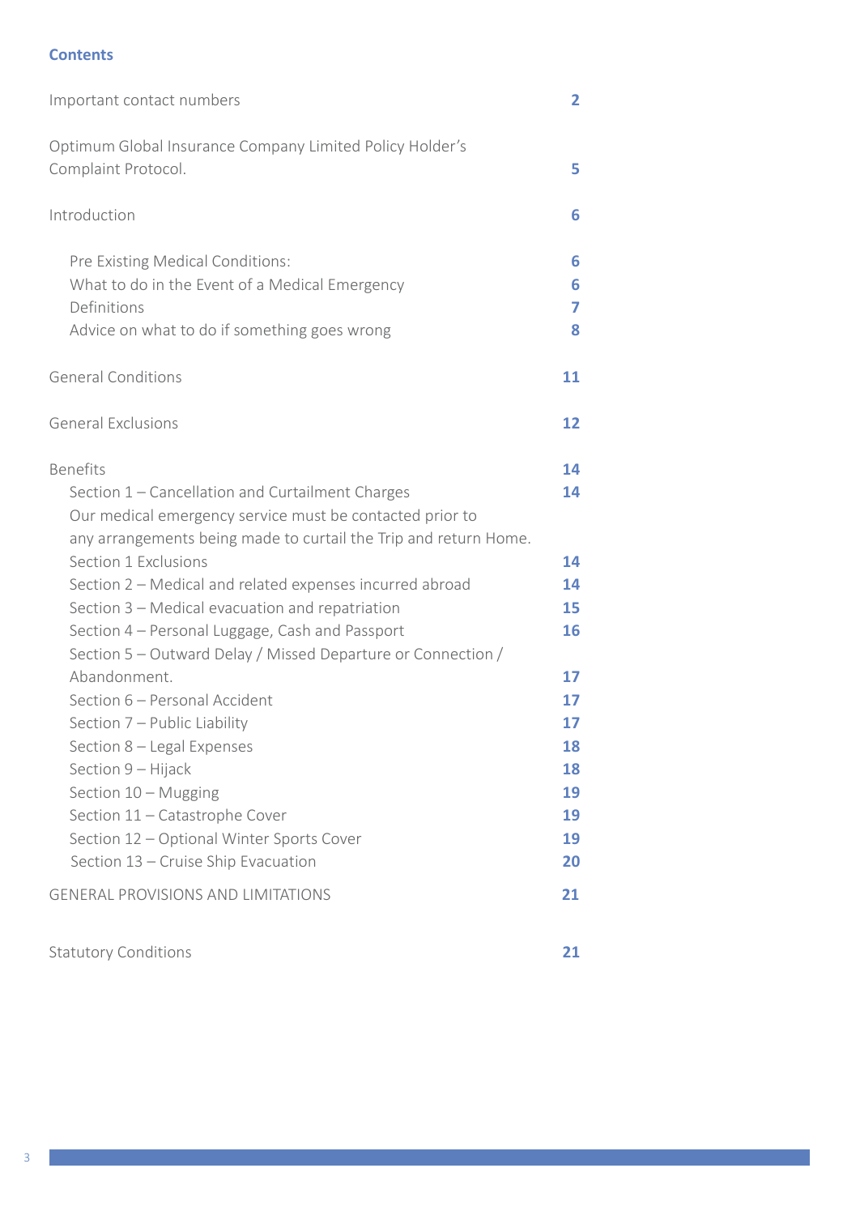## Contents

| | |
|---|---|
| Important contact numbers | 2 |
| Optimum Global Insurance Company Limited Policy Holder's Complaint Protocol. | 5 |
| Introduction | 6 |
| Pre Existing Medical Conditions: | 6 |
| What to do in the Event of a Medical Emergency | 6 |
| Definitions | 7 |
| Advice on what to do if something goes wrong | 8 |
| General Conditions | 11 |
| General Exclusions | 12 |
| Benefits | 14 |
| Section 1 – Cancellation and Curtailment Charges | 14 |
| Our medical emergency service must be contacted prior to any arrangements being made to curtail the Trip and return Home. | |
| Section 1 Exclusions | 14 |
| Section 2 – Medical and related expenses incurred abroad | 14 |
| Section 3 – Medical evacuation and repatriation | 15 |
| Section 4 – Personal Luggage, Cash and Passport | 16 |
| Section 5 – Outward Delay / Missed Departure or Connection / Abandonment. | 17 |
| Section 6 – Personal Accident | 17 |
| Section 7 – Public Liability | 17 |
| Section 8 – Legal Expenses | 18 |
| Section 9 – Hijack | 18 |
| Section 10 – Mugging | 19 |
| Section 11 – Catastrophe Cover | 19 |
| Section 12 – Optional Winter Sports Cover | 19 |
| Section 13 – Cruise Ship Evacuation | 20 |
| GENERAL PROVISIONS AND LIMITATIONS | 21 |
| Statutory Conditions | 21 |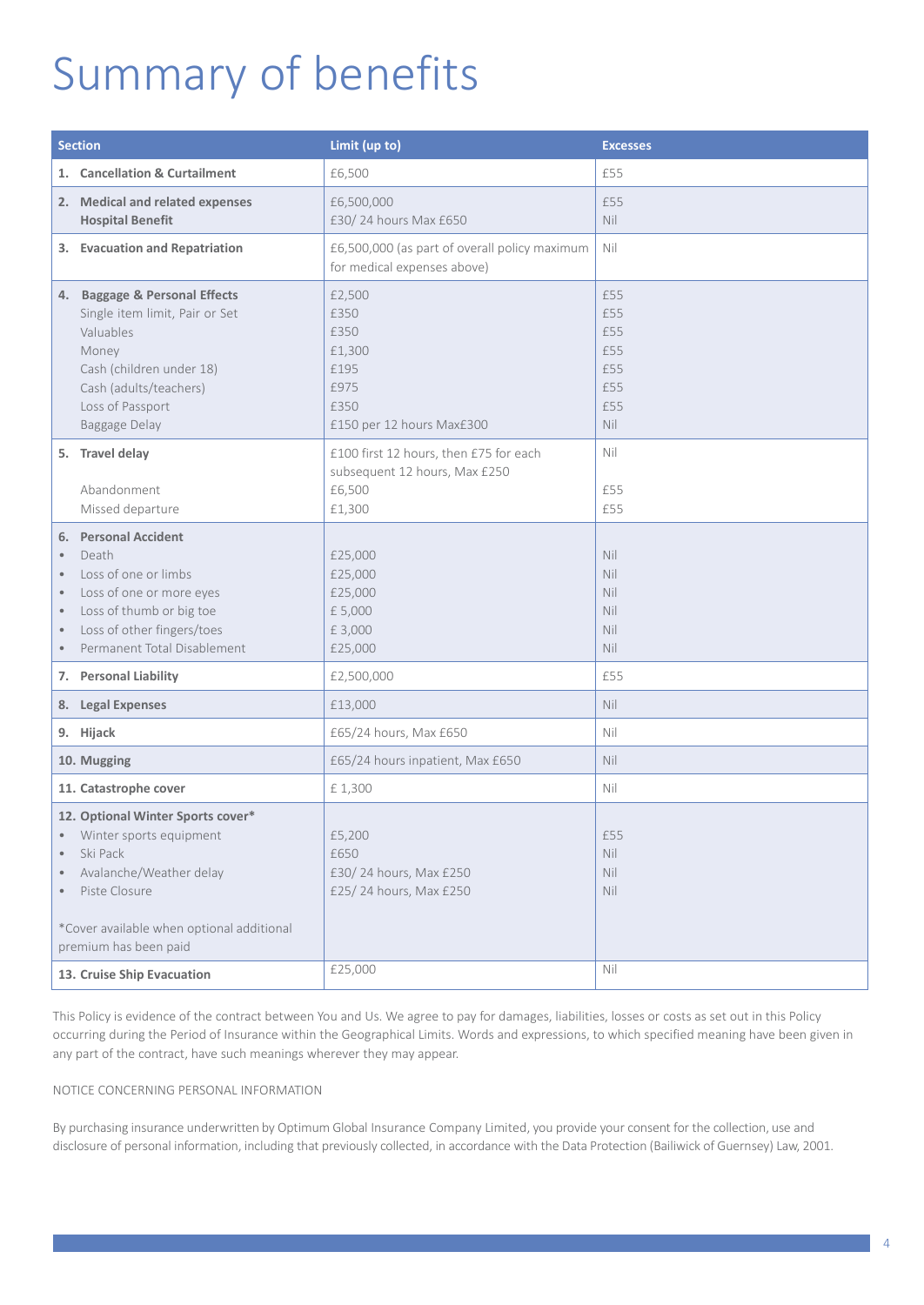# Summary of benefits

| Section | Limit (up to) | Excesses |
|---|---|---|
| **1. Cancellation & Curtailment** | £6,500 | £55 |
| **2. Medical and related expenses** | £6,500,000 | £55 |
| **Hospital Benefit** | £30/ 24 hours Max £650 | Nil |
| **3. Evacuation and Repatriation** | £6,500,000 (as part of overall policy maximum for medical expenses above) | Nil |
| **4. Baggage & Personal Effects** | £2,500 | £55 |
| Single item limit, Pair or Set | £350 | £55 |
| Valuables | £350 | £55 |
| Money | £1,300 | £55 |
| Cash (children under 18) | £195 | £55 |
| Cash (adults/teachers) | £975 | £55 |
| Loss of Passport | £350 | £55 |
| Baggage Delay | £150 per 12 hours Max£300 | Nil |
| **5. Travel delay** | £100 first 12 hours, then £75 for each subsequent 12 hours, Max £250 | Nil |
| Abandonment | £6,500 | £55 |
| Missed departure | £1,300 | £55 |
| **6. Personal Accident** | | |
| • Death | £25,000 | Nil |
| • Loss of one or limbs | £25,000 | Nil |
| • Loss of one or more eyes | £25,000 | Nil |
| • Loss of thumb or big toe | £ 5,000 | Nil |
| • Loss of other fingers/toes | £ 3,000 | Nil |
| • Permanent Total Disablement | £25,000 | Nil |
| **7. Personal Liability** | £2,500,000 | £55 |
| **8. Legal Expenses** | £13,000 | Nil |
| **9. Hijack** | £65/24 hours, Max £650 | Nil |
| **10. Mugging** | £65/24 hours inpatient, Max £650 | Nil |
| **11. Catastrophe cover** | £ 1,300 | Nil |
| **12. Optional Winter Sports cover*** | | |
| • Winter sports equipment | £5,200 | £55 |
| • Ski Pack | £650 | Nil |
| • Avalanche/Weather delay | £30/ 24 hours, Max £250 | Nil |
| • Piste Closure | £25/ 24 hours, Max £250 | Nil |
| *Cover available when optional additional premium has been paid | | |
| **13. Cruise Ship Evacuation** | £25,000 | Nil |

This Policy is evidence of the contract between You and Us. We agree to pay for damages, liabilities, losses or costs as set out in this Policy occurring during the Period of Insurance within the Geographical Limits. Words and expressions, to which specified meaning have been given in any part of the contract, have such meanings wherever they may appear.

NOTICE CONCERNING PERSONAL INFORMATION

By purchasing insurance underwritten by Optimum Global Insurance Company Limited, you provide your consent for the collection, use and disclosure of personal information, including that previously collected, in accordance with the Data Protection (Bailiwick of Guernsey) Law, 2001.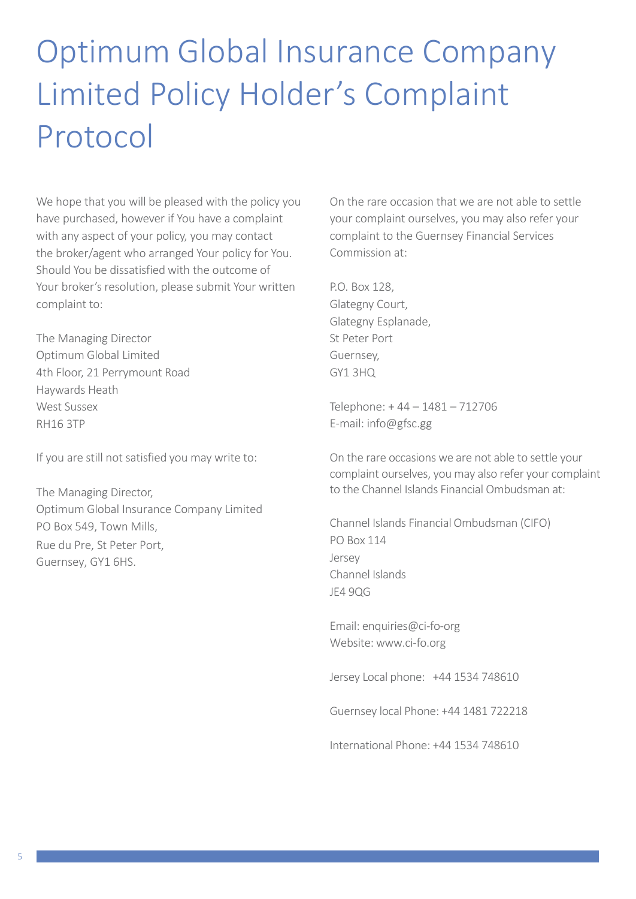# Optimum Global Insurance Company Limited Policy Holder's Complaint Protocol

We hope that you will be pleased with the policy you have purchased, however if You have a complaint with any aspect of your policy, you may contact the broker/agent who arranged Your policy for You. Should You be dissatisfied with the outcome of Your broker's resolution, please submit Your written complaint to:

The Managing Director
Optimum Global Limited
4th Floor, 21 Perrymount Road
Haywards Heath
West Sussex
RH16 3TP

If you are still not satisfied you may write to:

The Managing Director,
Optimum Global Insurance Company Limited
PO Box 549, Town Mills,
Rue du Pre, St Peter Port,
Guernsey, GY1 6HS.

On the rare occasion that we are not able to settle your complaint ourselves, you may also refer your complaint to the Guernsey Financial Services Commission at:

P.O. Box 128,
Glategny Court,
Glategny Esplanade,
St Peter Port
Guernsey,
GY1 3HQ

Telephone: + 44 – 1481 – 712706
E-mail: info@gfsc.gg

On the rare occasions we are not able to settle your complaint ourselves, you may also refer your complaint to the Channel Islands Financial Ombudsman at:

Channel Islands Financial Ombudsman (CIFO)
PO Box 114
Jersey
Channel Islands
JE4 9QG

Email: enquiries@ci-fo-org
Website: www.ci-fo.org

Jersey Local phone: +44 1534 748610

Guernsey local Phone: +44 1481 722218

International Phone: +44 1534 748610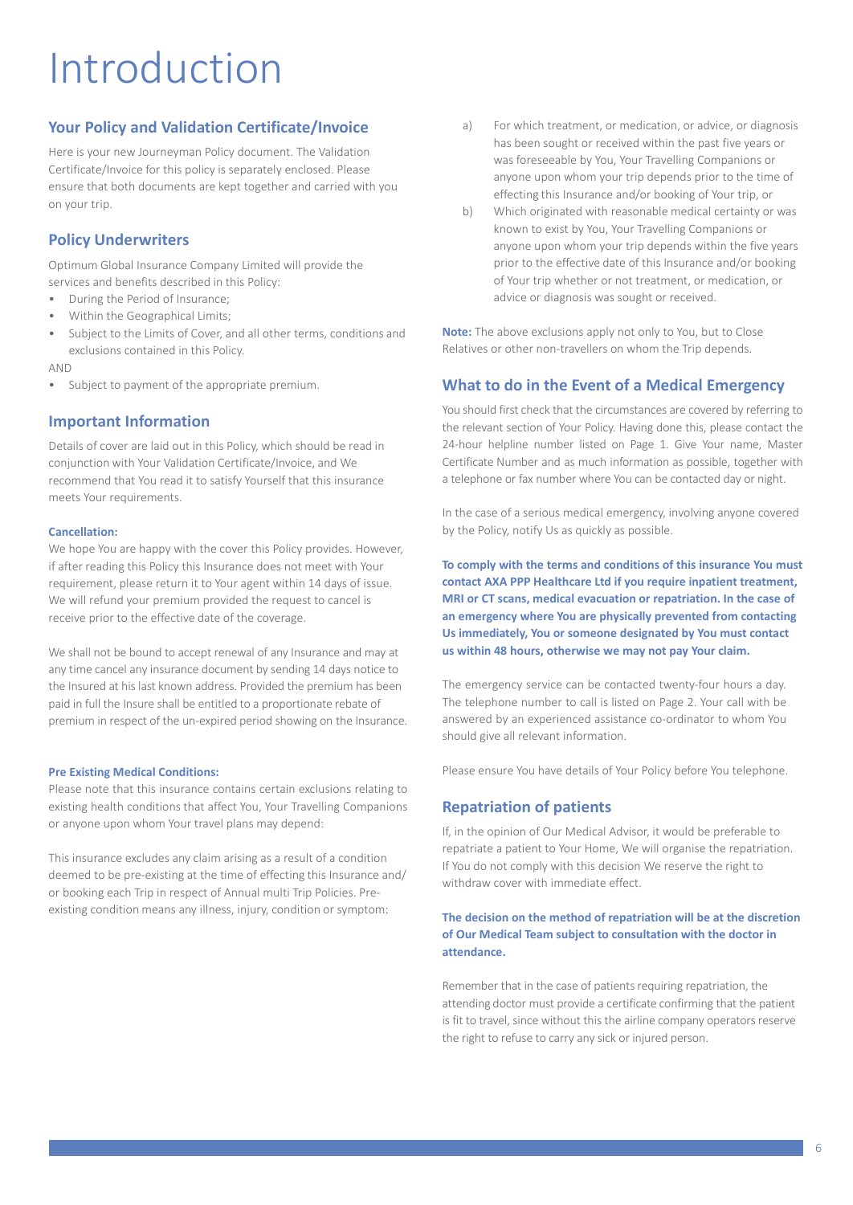# Introduction

## Your Policy and Validation Certificate/Invoice

Here is your new Journeyman Policy document. The Validation Certificate/Invoice for this policy is separately enclosed. Please ensure that both documents are kept together and carried with you on your trip.

## Policy Underwriters

Optimum Global Insurance Company Limited will provide the services and benefits described in this Policy:

- During the Period of Insurance;
- Within the Geographical Limits;
- Subject to the Limits of Cover, and all other terms, conditions and exclusions contained in this Policy.

AND

- Subject to payment of the appropriate premium.

## Important Information

Details of cover are laid out in this Policy, which should be read in conjunction with Your Validation Certificate/Invoice, and We recommend that You read it to satisfy Yourself that this insurance meets Your requirements.

#### Cancellation:

We hope You are happy with the cover this Policy provides. However, if after reading this Policy this Insurance does not meet with Your requirement, please return it to Your agent within 14 days of issue. We will refund your premium provided the request to cancel is receive prior to the effective date of the coverage.

We shall not be bound to accept renewal of any Insurance and may at any time cancel any insurance document by sending 14 days notice to the Insured at his last known address. Provided the premium has been paid in full the Insure shall be entitled to a proportionate rebate of premium in respect of the un-expired period showing on the Insurance.

#### Pre Existing Medical Conditions:

Please note that this insurance contains certain exclusions relating to existing health conditions that affect You, Your Travelling Companions or anyone upon whom Your travel plans may depend:

This insurance excludes any claim arising as a result of a condition deemed to be pre-existing at the time of effecting this Insurance and/or booking each Trip in respect of Annual multi Trip Policies. Pre-existing condition means any illness, injury, condition or symptom:

a) For which treatment, or medication, or advice, or diagnosis has been sought or received within the past five years or was foreseeable by You, Your Travelling Companions or anyone upon whom your trip depends prior to the time of effecting this Insurance and/or booking of Your trip, or

b) Which originated with reasonable medical certainty or was known to exist by You, Your Travelling Companions or anyone upon whom your trip depends within the five years prior to the effective date of this Insurance and/or booking of Your trip whether or not treatment, or medication, or advice or diagnosis was sought or received.

**Note:** The above exclusions apply not only to You, but to Close Relatives or other non-travellers on whom the Trip depends.

## What to do in the Event of a Medical Emergency

You should first check that the circumstances are covered by referring to the relevant section of Your Policy. Having done this, please contact the 24-hour helpline number listed on Page 1. Give Your name, Master Certificate Number and as much information as possible, together with a telephone or fax number where You can be contacted day or night.

In the case of a serious medical emergency, involving anyone covered by the Policy, notify Us as quickly as possible.

**To comply with the terms and conditions of this insurance You must contact AXA PPP Healthcare Ltd if you require inpatient treatment, MRI or CT scans, medical evacuation or repatriation. In the case of an emergency where You are physically prevented from contacting Us immediately, You or someone designated by You must contact us within 48 hours, otherwise we may not pay Your claim.**

The emergency service can be contacted twenty-four hours a day. The telephone number to call is listed on Page 2. Your call with be answered by an experienced assistance co-ordinator to whom You should give all relevant information.

Please ensure You have details of Your Policy before You telephone.

## Repatriation of patients

If, in the opinion of Our Medical Advisor, it would be preferable to repatriate a patient to Your Home, We will organise the repatriation. If You do not comply with this decision We reserve the right to withdraw cover with immediate effect.

**The decision on the method of repatriation will be at the discretion of Our Medical Team subject to consultation with the doctor in attendance.**

Remember that in the case of patients requiring repatriation, the attending doctor must provide a certificate confirming that the patient is fit to travel, since without this the airline company operators reserve the right to refuse to carry any sick or injured person.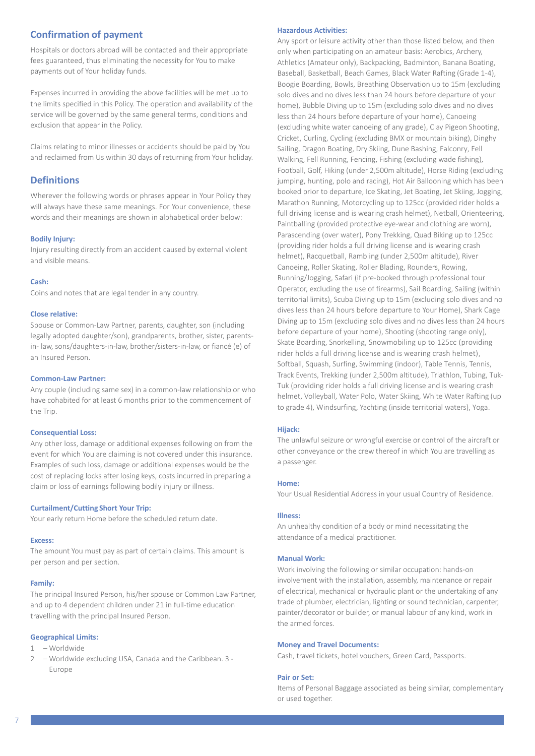## Confirmation of payment

Hospitals or doctors abroad will be contacted and their appropriate fees guaranteed, thus eliminating the necessity for You to make payments out of Your holiday funds.

Expenses incurred in providing the above facilities will be met up to the limits specified in this Policy. The operation and availability of the service will be governed by the same general terms, conditions and exclusion that appear in the Policy.

Claims relating to minor illnesses or accidents should be paid by You and reclaimed from Us within 30 days of returning from Your holiday.

## Definitions

Wherever the following words or phrases appear in Your Policy they will always have these same meanings. For Your convenience, these words and their meanings are shown in alphabetical order below:

**Bodily Injury:**

Injury resulting directly from an accident caused by external violent and visible means.

**Cash:**

Coins and notes that are legal tender in any country.

**Close relative:**

Spouse or Common-Law Partner, parents, daughter, son (including legally adopted daughter/son), grandparents, brother, sister, parents-in- law, sons/daughters-in-law, brother/sisters-in-law, or fiancé (e) of an Insured Person.

**Common-Law Partner:**

Any couple (including same sex) in a common-law relationship or who have cohabited for at least 6 months prior to the commencement of the Trip.

**Consequential Loss:**

Any other loss, damage or additional expenses following on from the event for which You are claiming is not covered under this insurance. Examples of such loss, damage or additional expenses would be the cost of replacing locks after losing keys, costs incurred in preparing a claim or loss of earnings following bodily injury or illness.

**Curtailment/Cutting Short Your Trip:**

Your early return Home before the scheduled return date.

**Excess:**

The amount You must pay as part of certain claims. This amount is per person and per section.

**Family:**

The principal Insured Person, his/her spouse or Common Law Partner, and up to 4 dependent children under 21 in full-time education travelling with the principal Insured Person.

**Geographical Limits:**

1 – Worldwide

2 – Worldwide excluding USA, Canada and the Caribbean. 3 - Europe

**Hazardous Activities:**

Any sport or leisure activity other than those listed below, and then only when participating on an amateur basis: Aerobics, Archery, Athletics (Amateur only), Backpacking, Badminton, Banana Boating, Baseball, Basketball, Beach Games, Black Water Rafting (Grade 1-4), Boogie Boarding, Bowls, Breathing Observation up to 15m (excluding solo dives and no dives less than 24 hours before departure of your home), Bubble Diving up to 15m (excluding solo dives and no dives less than 24 hours before departure of your home), Canoeing (excluding white water canoeing of any grade), Clay Pigeon Shooting, Cricket, Curling, Cycling (excluding BMX or mountain biking), Dinghy Sailing, Dragon Boating, Dry Skiing, Dune Bashing, Falconry, Fell Walking, Fell Running, Fencing, Fishing (excluding wade fishing), Football, Golf, Hiking (under 2,500m altitude), Horse Riding (excluding jumping, hunting, polo and racing), Hot Air Ballooning which has been booked prior to departure, Ice Skating, Jet Boating, Jet Skiing, Jogging, Marathon Running, Motorcycling up to 125cc (provided rider holds a full driving license and is wearing crash helmet), Netball, Orienteering, Paintballing (provided protective eye-wear and clothing are worn), Parascending (over water), Pony Trekking, Quad Biking up to 125cc (providing rider holds a full driving license and is wearing crash helmet), Racquetball, Rambling (under 2,500m altitude), River Canoeing, Roller Skating, Roller Blading, Rounders, Rowing, Running/Jogging, Safari (if pre-booked through professional tour Operator, excluding the use of firearms), Sail Boarding, Sailing (within territorial limits), Scuba Diving up to 15m (excluding solo dives and no dives less than 24 hours before departure to Your Home), Shark Cage Diving up to 15m (excluding solo dives and no dives less than 24 hours before departure of your home), Shooting (shooting range only), Skate Boarding, Snorkelling, Snowmobiling up to 125cc (providing rider holds a full driving license and is wearing crash helmet), Softball, Squash, Surfing, Swimming (indoor), Table Tennis, Tennis, Track Events, Trekking (under 2,500m altitude), Triathlon, Tubing, Tuk-Tuk (providing rider holds a full driving license and is wearing crash helmet, Volleyball, Water Polo, Water Skiing, White Water Rafting (up to grade 4), Windsurfing, Yachting (inside territorial waters), Yoga.

**Hijack:**

The unlawful seizure or wrongful exercise or control of the aircraft or other conveyance or the crew thereof in which You are travelling as a passenger.

**Home:**

Your Usual Residential Address in your usual Country of Residence.

**Illness:**

An unhealthy condition of a body or mind necessitating the attendance of a medical practitioner.

**Manual Work:**

Work involving the following or similar occupation: hands-on involvement with the installation, assembly, maintenance or repair of electrical, mechanical or hydraulic plant or the undertaking of any trade of plumber, electrician, lighting or sound technician, carpenter, painter/decorator or builder, or manual labour of any kind, work in the armed forces.

**Money and Travel Documents:**

Cash, travel tickets, hotel vouchers, Green Card, Passports.

**Pair or Set:**

Items of Personal Baggage associated as being similar, complementary or used together.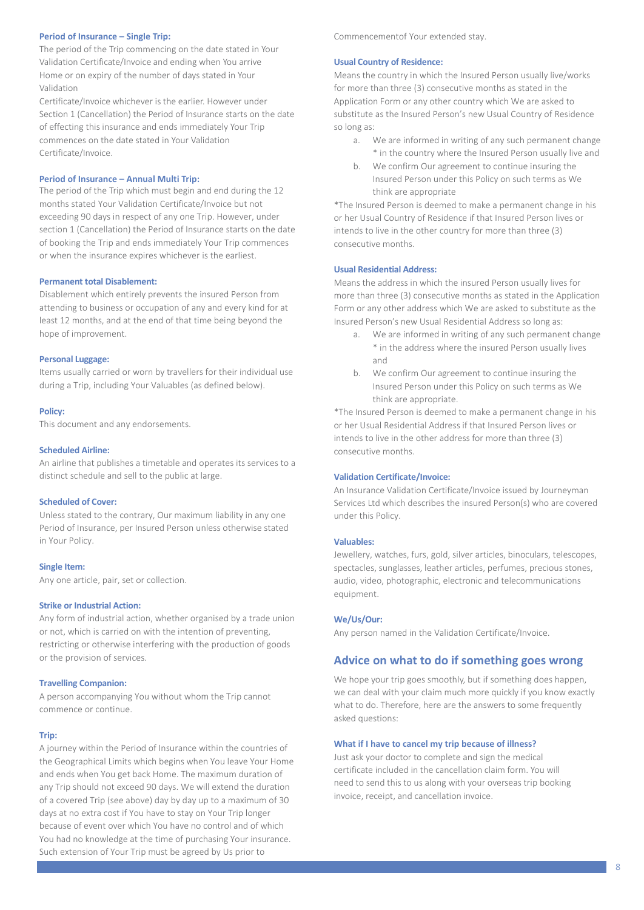#### Period of Insurance – Single Trip:

The period of the Trip commencing on the date stated in Your Validation Certificate/Invoice and ending when You arrive Home or on expiry of the number of days stated in Your Validation Certificate/Invoice whichever is the earlier. However under Section 1 (Cancellation) the Period of Insurance starts on the date of effecting this insurance and ends immediately Your Trip commences on the date stated in Your Validation Certificate/Invoice.

#### Period of Insurance – Annual Multi Trip:

The period of the Trip which must begin and end during the 12 months stated Your Validation Certificate/Invoice but not exceeding 90 days in respect of any one Trip. However, under section 1 (Cancellation) the Period of Insurance starts on the date of booking the Trip and ends immediately Your Trip commences or when the insurance expires whichever is the earliest.

#### Permanent total Disablement:

Disablement which entirely prevents the insured Person from attending to business or occupation of any and every kind for at least 12 months, and at the end of that time being beyond the hope of improvement.

#### Personal Luggage:

Items usually carried or worn by travellers for their individual use during a Trip, including Your Valuables (as defined below).

#### Policy:

This document and any endorsements.

#### Scheduled Airline:

An airline that publishes a timetable and operates its services to a distinct schedule and sell to the public at large.

#### Scheduled of Cover:

Unless stated to the contrary, Our maximum liability in any one Period of Insurance, per Insured Person unless otherwise stated in Your Policy.

#### Single Item:

Any one article, pair, set or collection.

#### Strike or Industrial Action:

Any form of industrial action, whether organised by a trade union or not, which is carried on with the intention of preventing, restricting or otherwise interfering with the production of goods or the provision of services.

#### Travelling Companion:

A person accompanying You without whom the Trip cannot commence or continue.

#### Trip:

A journey within the Period of Insurance within the countries of the Geographical Limits which begins when You leave Your Home and ends when You get back Home. The maximum duration of any Trip should not exceed 90 days. We will extend the duration of a covered Trip (see above) day by day up to a maximum of 30 days at no extra cost if You have to stay on Your Trip longer because of event over which You have no control and of which You had no knowledge at the time of purchasing Your insurance. Such extension of Your Trip must be agreed by Us prior to Commencementof Your extended stay.

#### Usual Country of Residence:

Means the country in which the Insured Person usually live/works for more than three (3) consecutive months as stated in the Application Form or any other country which We are asked to substitute as the Insured Person's new Usual Country of Residence so long as:

a. We are informed in writing of any such permanent change * in the country where the Insured Person usually live and
b. We confirm Our agreement to continue insuring the Insured Person under this Policy on such terms as We think are appropriate

*The Insured Person is deemed to make a permanent change in his or her Usual Country of Residence if that Insured Person lives or intends to live in the other country for more than three (3) consecutive months.

#### Usual Residential Address:

Means the address in which the insured Person usually lives for more than three (3) consecutive months as stated in the Application Form or any other address which We are asked to substitute as the Insured Person's new Usual Residential Address so long as:

a. We are informed in writing of any such permanent change * in the address where the insured Person usually lives and
b. We confirm Our agreement to continue insuring the Insured Person under this Policy on such terms as We think are appropriate.

*The Insured Person is deemed to make a permanent change in his or her Usual Residential Address if that Insured Person lives or intends to live in the other address for more than three (3) consecutive months.

#### Validation Certificate/Invoice:

An Insurance Validation Certificate/Invoice issued by Journeyman Services Ltd which describes the insured Person(s) who are covered under this Policy.

#### Valuables:

Jewellery, watches, furs, gold, silver articles, binoculars, telescopes, spectacles, sunglasses, leather articles, perfumes, precious stones, audio, video, photographic, electronic and telecommunications equipment.

#### We/Us/Our:

Any person named in the Validation Certificate/Invoice.

## Advice on what to do if something goes wrong

We hope your trip goes smoothly, but if something does happen, we can deal with your claim much more quickly if you know exactly what to do. Therefore, here are the answers to some frequently asked questions:

#### What if I have to cancel my trip because of illness?

Just ask your doctor to complete and sign the medical certificate included in the cancellation claim form. You will need to send this to us along with your overseas trip booking invoice, receipt, and cancellation invoice.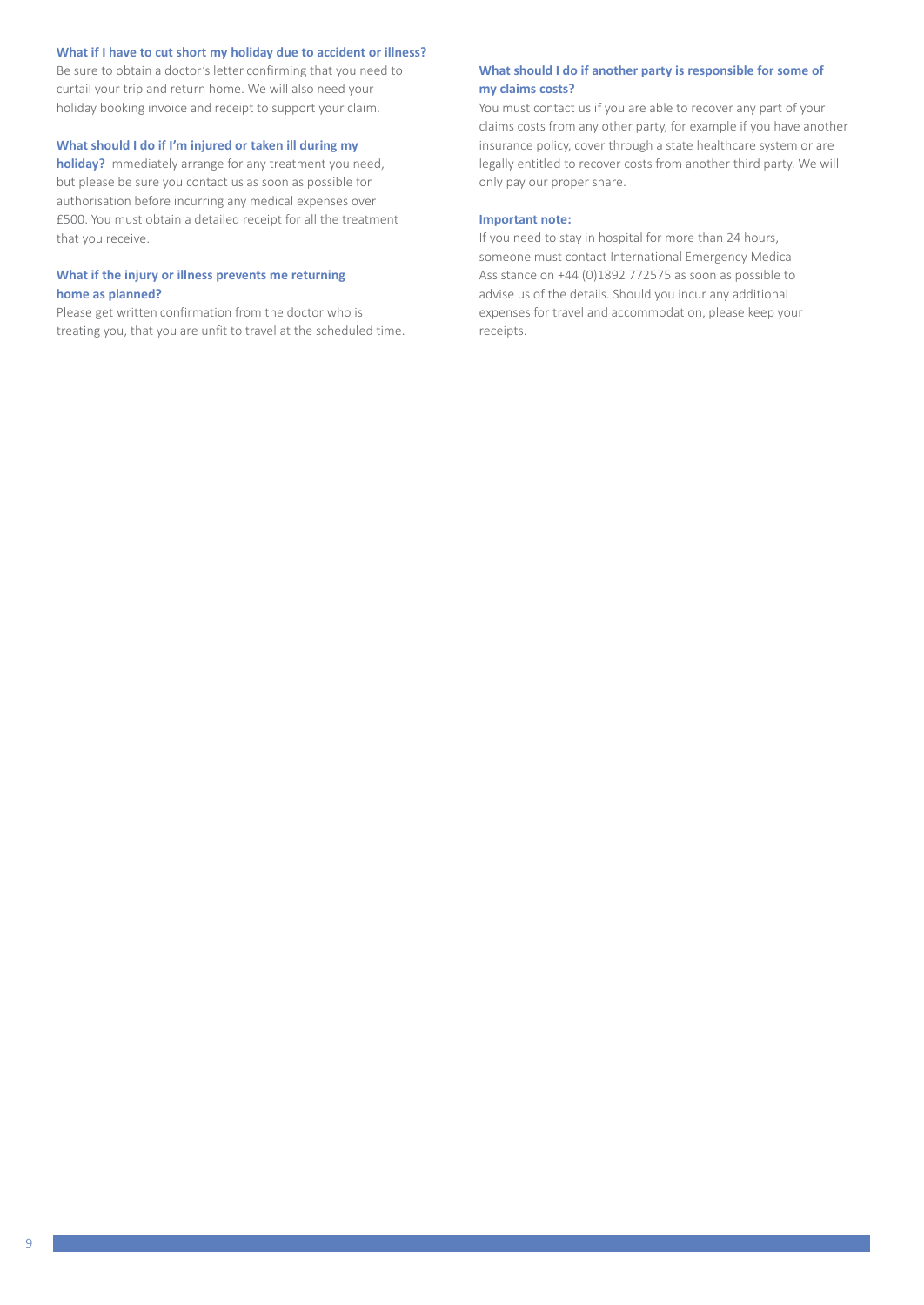**What if I have to cut short my holiday due to accident or illness?**

Be sure to obtain a doctor's letter confirming that you need to curtail your trip and return home. We will also need your holiday booking invoice and receipt to support your claim.

**What should I do if I'm injured or taken ill during my holiday?** Immediately arrange for any treatment you need, but please be sure you contact us as soon as possible for authorisation before incurring any medical expenses over £500. You must obtain a detailed receipt for all the treatment that you receive.

**What if the injury or illness prevents me returning home as planned?**

Please get written confirmation from the doctor who is treating you, that you are unfit to travel at the scheduled time.

**What should I do if another party is responsible for some of my claims costs?**

You must contact us if you are able to recover any part of your claims costs from any other party, for example if you have another insurance policy, cover through a state healthcare system or are legally entitled to recover costs from another third party. We will only pay our proper share.

**Important note:**

If you need to stay in hospital for more than 24 hours, someone must contact International Emergency Medical Assistance on +44 (0)1892 772575 as soon as possible to advise us of the details. Should you incur any additional expenses for travel and accommodation, please keep your receipts.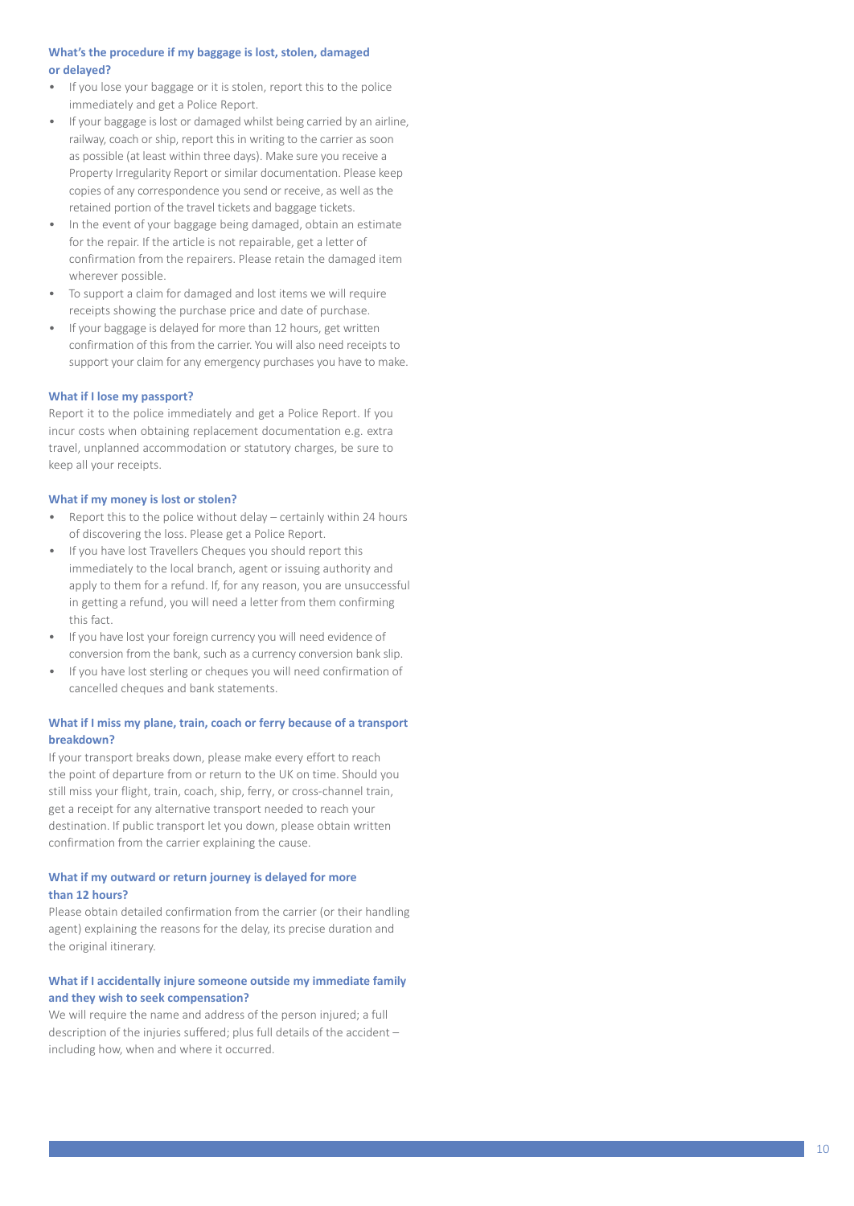### What's the procedure if my baggage is lost, stolen, damaged or delayed?

- If you lose your baggage or it is stolen, report this to the police immediately and get a Police Report.
- If your baggage is lost or damaged whilst being carried by an airline, railway, coach or ship, report this in writing to the carrier as soon as possible (at least within three days). Make sure you receive a Property Irregularity Report or similar documentation. Please keep copies of any correspondence you send or receive, as well as the retained portion of the travel tickets and baggage tickets.
- In the event of your baggage being damaged, obtain an estimate for the repair. If the article is not repairable, get a letter of confirmation from the repairers. Please retain the damaged item wherever possible.
- To support a claim for damaged and lost items we will require receipts showing the purchase price and date of purchase.
- If your baggage is delayed for more than 12 hours, get written confirmation of this from the carrier. You will also need receipts to support your claim for any emergency purchases you have to make.

### What if I lose my passport?

Report it to the police immediately and get a Police Report. If you incur costs when obtaining replacement documentation e.g. extra travel, unplanned accommodation or statutory charges, be sure to keep all your receipts.

### What if my money is lost or stolen?

- Report this to the police without delay – certainly within 24 hours of discovering the loss. Please get a Police Report.
- If you have lost Travellers Cheques you should report this immediately to the local branch, agent or issuing authority and apply to them for a refund. If, for any reason, you are unsuccessful in getting a refund, you will need a letter from them confirming this fact.
- If you have lost your foreign currency you will need evidence of conversion from the bank, such as a currency conversion bank slip.
- If you have lost sterling or cheques you will need confirmation of cancelled cheques and bank statements.

### What if I miss my plane, train, coach or ferry because of a transport breakdown?

If your transport breaks down, please make every effort to reach the point of departure from or return to the UK on time. Should you still miss your flight, train, coach, ship, ferry, or cross-channel train, get a receipt for any alternative transport needed to reach your destination. If public transport let you down, please obtain written confirmation from the carrier explaining the cause.

### What if my outward or return journey is delayed for more than 12 hours?

Please obtain detailed confirmation from the carrier (or their handling agent) explaining the reasons for the delay, its precise duration and the original itinerary.

### What if I accidentally injure someone outside my immediate family and they wish to seek compensation?

We will require the name and address of the person injured; a full description of the injuries suffered; plus full details of the accident – including how, when and where it occurred.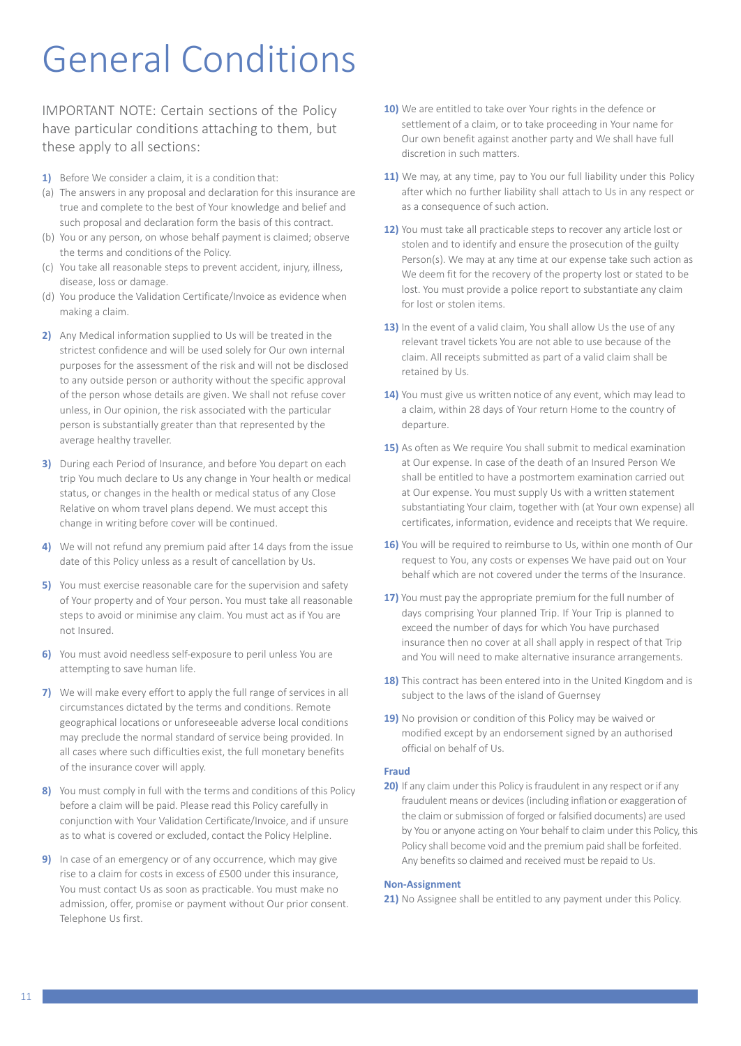# General Conditions

IMPORTANT NOTE: Certain sections of the Policy have particular conditions attaching to them, but these apply to all sections:

**1)** Before We consider a claim, it is a condition that:

(a) The answers in any proposal and declaration for this insurance are true and complete to the best of Your knowledge and belief and such proposal and declaration form the basis of this contract.

(b) You or any person, on whose behalf payment is claimed; observe the terms and conditions of the Policy.

(c) You take all reasonable steps to prevent accident, injury, illness, disease, loss or damage.

(d) You produce the Validation Certificate/Invoice as evidence when making a claim.

**2)** Any Medical information supplied to Us will be treated in the strictest confidence and will be used solely for Our own internal purposes for the assessment of the risk and will not be disclosed to any outside person or authority without the specific approval of the person whose details are given. We shall not refuse cover unless, in Our opinion, the risk associated with the particular person is substantially greater than that represented by the average healthy traveller.

**3)** During each Period of Insurance, and before You depart on each trip You much declare to Us any change in Your health or medical status, or changes in the health or medical status of any Close Relative on whom travel plans depend. We must accept this change in writing before cover will be continued.

**4)** We will not refund any premium paid after 14 days from the issue date of this Policy unless as a result of cancellation by Us.

**5)** You must exercise reasonable care for the supervision and safety of Your property and of Your person. You must take all reasonable steps to avoid or minimise any claim. You must act as if You are not Insured.

**6)** You must avoid needless self-exposure to peril unless You are attempting to save human life.

**7)** We will make every effort to apply the full range of services in all circumstances dictated by the terms and conditions. Remote geographical locations or unforeseeable adverse local conditions may preclude the normal standard of service being provided. In all cases where such difficulties exist, the full monetary benefits of the insurance cover will apply.

**8)** You must comply in full with the terms and conditions of this Policy before a claim will be paid. Please read this Policy carefully in conjunction with Your Validation Certificate/Invoice, and if unsure as to what is covered or excluded, contact the Policy Helpline.

**9)** In case of an emergency or of any occurrence, which may give rise to a claim for costs in excess of £500 under this insurance, You must contact Us as soon as practicable. You must make no admission, offer, promise or payment without Our prior consent. Telephone Us first.

**10)** We are entitled to take over Your rights in the defence or settlement of a claim, or to take proceeding in Your name for Our own benefit against another party and We shall have full discretion in such matters.

**11)** We may, at any time, pay to You our full liability under this Policy after which no further liability shall attach to Us in any respect or as a consequence of such action.

**12)** You must take all practicable steps to recover any article lost or stolen and to identify and ensure the prosecution of the guilty Person(s). We may at any time at our expense take such action as We deem fit for the recovery of the property lost or stated to be lost. You must provide a police report to substantiate any claim for lost or stolen items.

**13)** In the event of a valid claim, You shall allow Us the use of any relevant travel tickets You are not able to use because of the claim. All receipts submitted as part of a valid claim shall be retained by Us.

**14)** You must give us written notice of any event, which may lead to a claim, within 28 days of Your return Home to the country of departure.

**15)** As often as We require You shall submit to medical examination at Our expense. In case of the death of an Insured Person We shall be entitled to have a postmortem examination carried out at Our expense. You must supply Us with a written statement substantiating Your claim, together with (at Your own expense) all certificates, information, evidence and receipts that We require.

**16)** You will be required to reimburse to Us, within one month of Our request to You, any costs or expenses We have paid out on Your behalf which are not covered under the terms of the Insurance.

**17)** You must pay the appropriate premium for the full number of days comprising Your planned Trip. If Your Trip is planned to exceed the number of days for which You have purchased insurance then no cover at all shall apply in respect of that Trip and You will need to make alternative insurance arrangements.

**18)** This contract has been entered into in the United Kingdom and is subject to the laws of the island of Guernsey

**19)** No provision or condition of this Policy may be waived or modified except by an endorsement signed by an authorised official on behalf of Us.

### Fraud

**20)** If any claim under this Policy is fraudulent in any respect or if any fraudulent means or devices (including inflation or exaggeration of the claim or submission of forged or falsified documents) are used by You or anyone acting on Your behalf to claim under this Policy, this Policy shall become void and the premium paid shall be forfeited. Any benefits so claimed and received must be repaid to Us.

### Non-Assignment

**21)** No Assignee shall be entitled to any payment under this Policy.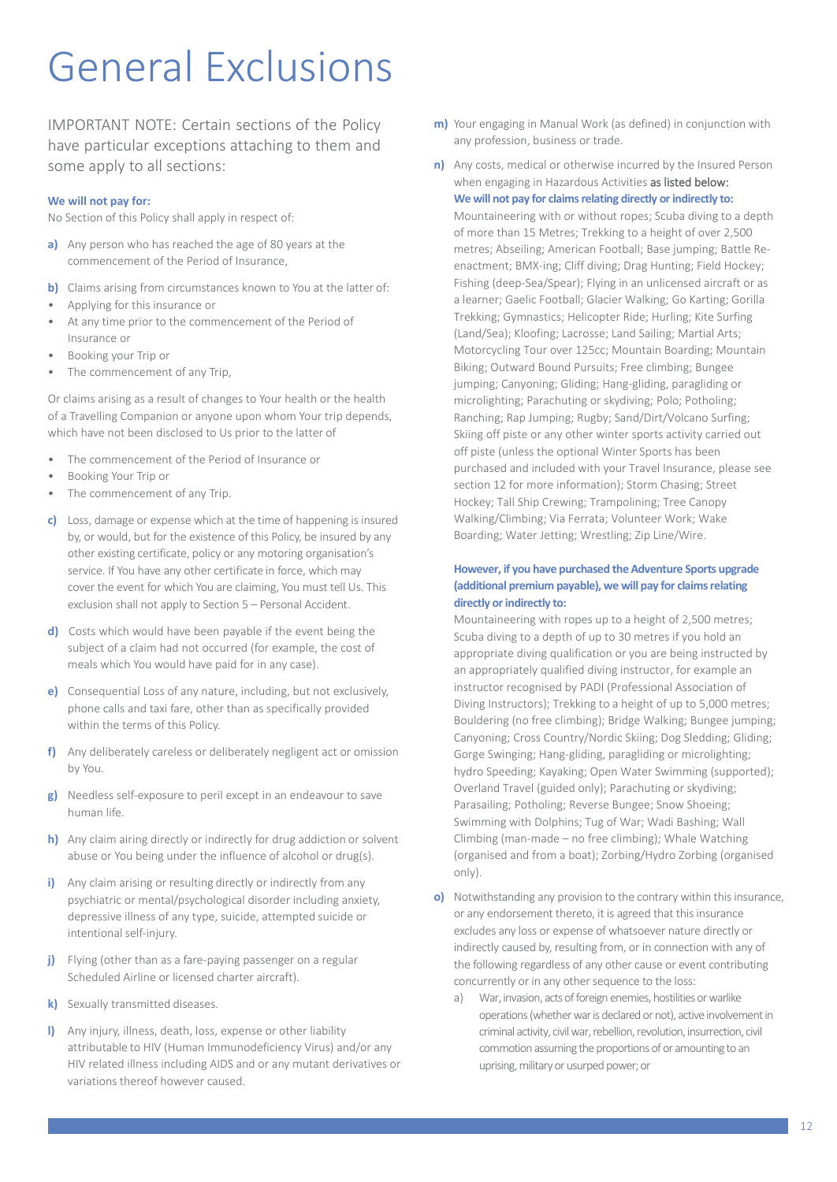# General Exclusions

IMPORTANT NOTE: Certain sections of the Policy have particular exceptions attaching to them and some apply to all sections:

**We will not pay for:**

No Section of this Policy shall apply in respect of:

**a)** Any person who has reached the age of 80 years at the commencement of the Period of Insurance,

**b)** Claims arising from circumstances known to You at the latter of:

- Applying for this insurance or
- At any time prior to the commencement of the Period of Insurance or
- Booking your Trip or
- The commencement of any Trip,

Or claims arising as a result of changes to Your health or the health of a Travelling Companion or anyone upon whom Your trip depends, which have not been disclosed to Us prior to the latter of

- The commencement of the Period of Insurance or
- Booking Your Trip or
- The commencement of any Trip.

**c)** Loss, damage or expense which at the time of happening is insured by, or would, but for the existence of this Policy, be insured by any other existing certificate, policy or any motoring organisation's service. If You have any other certificate in force, which may cover the event for which You are claiming, You must tell Us. This exclusion shall not apply to Section 5 – Personal Accident.

**d)** Costs which would have been payable if the event being the subject of a claim had not occurred (for example, the cost of meals which You would have paid for in any case).

**e)** Consequential Loss of any nature, including, but not exclusively, phone calls and taxi fare, other than as specifically provided within the terms of this Policy.

**f)** Any deliberately careless or deliberately negligent act or omission by You.

**g)** Needless self-exposure to peril except in an endeavour to save human life.

**h)** Any claim airing directly or indirectly for drug addiction or solvent abuse or You being under the influence of alcohol or drug(s).

**i)** Any claim arising or resulting directly or indirectly from any psychiatric or mental/psychological disorder including anxiety, depressive illness of any type, suicide, attempted suicide or intentional self-injury.

**j)** Flying (other than as a fare-paying passenger on a regular Scheduled Airline or licensed charter aircraft).

**k)** Sexually transmitted diseases.

**l)** Any injury, illness, death, loss, expense or other liability attributable to HIV (Human Immunodeficiency Virus) and/or any HIV related illness including AIDS and or any mutant derivatives or variations thereof however caused.

**m)** Your engaging in Manual Work (as defined) in conjunction with any profession, business or trade.

**n)** Any costs, medical or otherwise incurred by the Insured Person when engaging in Hazardous Activities as listed below:

**We will not pay for claims relating directly or indirectly to:**

Mountaineering with or without ropes; Scuba diving to a depth of more than 15 Metres; Trekking to a height of over 2,500 metres; Abseiling; American Football; Base jumping; Battle Re-enactment; BMX-ing; Cliff diving; Drag Hunting; Field Hockey; Fishing (deep-Sea/Spear); Flying in an unlicensed aircraft or as a learner; Gaelic Football; Glacier Walking; Go Karting; Gorilla Trekking; Gymnastics; Helicopter Ride; Hurling; Kite Surfing (Land/Sea); Kloofing; Lacrosse; Land Sailing; Martial Arts; Motorcycling Tour over 125cc; Mountain Boarding; Mountain Biking; Outward Bound Pursuits; Free climbing; Bungee jumping; Canyoning; Gliding; Hang-gliding, paragliding or microlighting; Parachuting or skydiving; Polo; Potholing; Ranching; Rap Jumping; Rugby; Sand/Dirt/Volcano Surfing; Skiing off piste or any other winter sports activity carried out off piste (unless the optional Winter Sports has been purchased and included with your Travel Insurance, please see section 12 for more information); Storm Chasing; Street Hockey; Tall Ship Crewing; Trampolining; Tree Canopy Walking/Climbing; Via Ferrata; Volunteer Work; Wake Boarding; Water Jetting; Wrestling; Zip Line/Wire.

**However, if you have purchased the Adventure Sports upgrade (additional premium payable), we will pay for claims relating directly or indirectly to:**

Mountaineering with ropes up to a height of 2,500 metres; Scuba diving to a depth of up to 30 metres if you hold an appropriate diving qualification or you are being instructed by an appropriately qualified diving instructor, for example an instructor recognised by PADI (Professional Association of Diving Instructors); Trekking to a height of up to 5,000 metres; Bouldering (no free climbing); Bridge Walking; Bungee jumping; Canyoning; Cross Country/Nordic Skiing; Dog Sledding; Gliding; Gorge Swinging; Hang-gliding, paragliding or microlighting; hydro Speeding; Kayaking; Open Water Swimming (supported); Overland Travel (guided only); Parachuting or skydiving; Parasailing; Potholing; Reverse Bungee; Snow Shoeing; Swimming with Dolphins; Tug of War; Wadi Bashing; Wall Climbing (man-made – no free climbing); Whale Watching (organised and from a boat); Zorbing/Hydro Zorbing (organised only).

**o)** Notwithstanding any provision to the contrary within this insurance, or any endorsement thereto, it is agreed that this insurance excludes any loss or expense of whatsoever nature directly or indirectly caused by, resulting from, or in connection with any of the following regardless of any other cause or event contributing concurrently or in any other sequence to the loss:

a) War, invasion, acts of foreign enemies, hostilities or warlike operations (whether war is declared or not), active involvement in criminal activity, civil war, rebellion, revolution, insurrection, civil commotion assuming the proportions of or amounting to an uprising, military or usurped power; or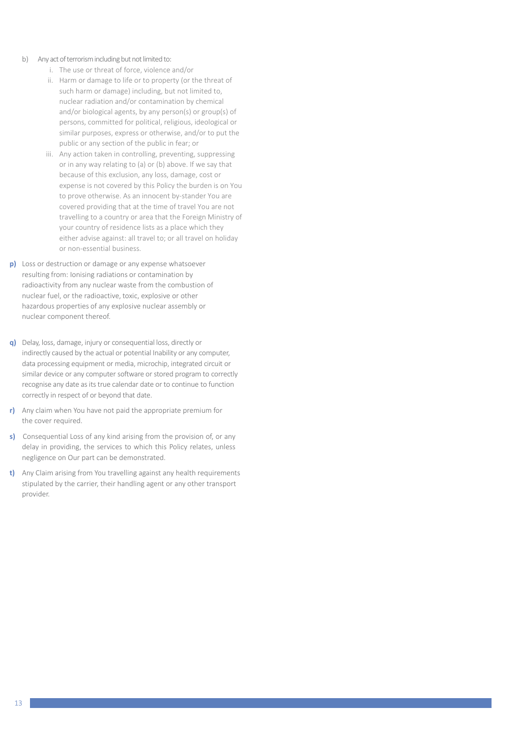b) Any act of terrorism including but not limited to:

   i. The use or threat of force, violence and/or
   ii. Harm or damage to life or to property (or the threat of such harm or damage) including, but not limited to, nuclear radiation and/or contamination by chemical and/or biological agents, by any person(s) or group(s) of persons, committed for political, religious, ideological or similar purposes, express or otherwise, and/or to put the public or any section of the public in fear; or
   iii. Any action taken in controlling, preventing, suppressing or in any way relating to (a) or (b) above. If we say that because of this exclusion, any loss, damage, cost or expense is not covered by this Policy the burden is on You to prove otherwise. As an innocent by-stander You are covered providing that at the time of travel You are not travelling to a country or area that the Foreign Ministry of your country of residence lists as a place which they either advise against: all travel to; or all travel on holiday or non-essential business.

**p)** Loss or destruction or damage or any expense whatsoever resulting from: Ionising radiations or contamination by radioactivity from any nuclear waste from the combustion of nuclear fuel, or the radioactive, toxic, explosive or other hazardous properties of any explosive nuclear assembly or nuclear component thereof.

**q)** Delay, loss, damage, injury or consequential loss, directly or indirectly caused by the actual or potential Inability or any computer, data processing equipment or media, microchip, integrated circuit or similar device or any computer software or stored program to correctly recognise any date as its true calendar date or to continue to function correctly in respect of or beyond that date.

**r)** Any claim when You have not paid the appropriate premium for the cover required.

**s)** Consequential Loss of any kind arising from the provision of, or any delay in providing, the services to which this Policy relates, unless negligence on Our part can be demonstrated.

**t)** Any Claim arising from You travelling against any health requirements stipulated by the carrier, their handling agent or any other transport provider.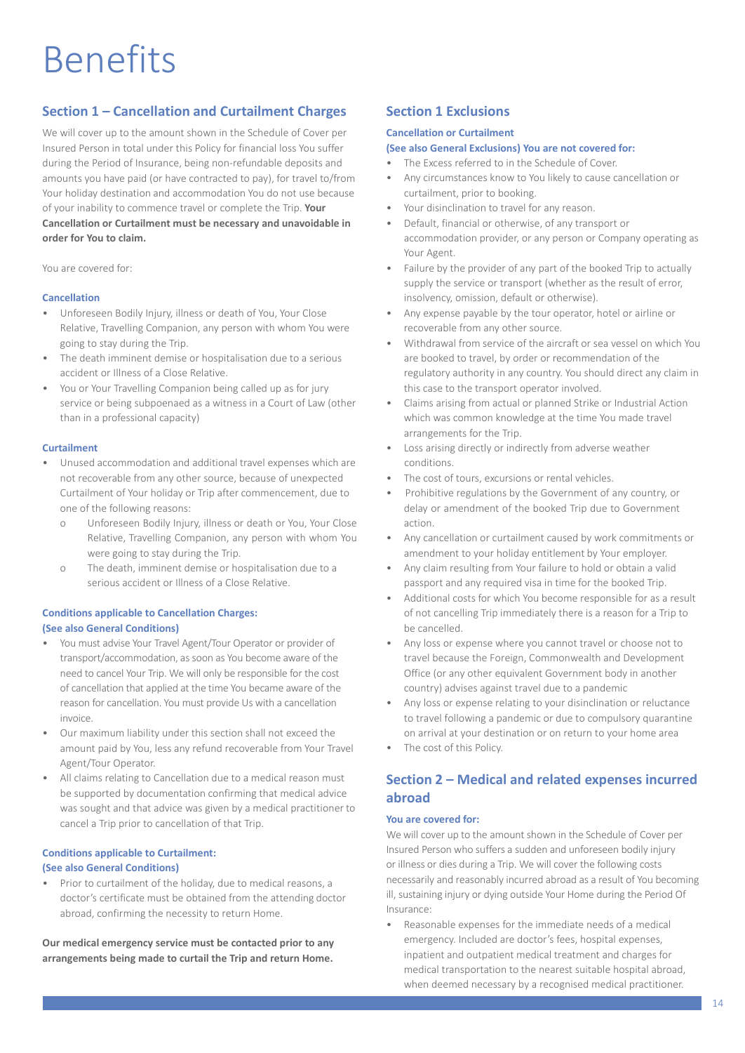# Benefits

## Section 1 – Cancellation and Curtailment Charges

We will cover up to the amount shown in the Schedule of Cover per Insured Person in total under this Policy for financial loss You suffer during the Period of Insurance, being non-refundable deposits and amounts you have paid (or have contracted to pay), for travel to/from Your holiday destination and accommodation You do not use because of your inability to commence travel or complete the Trip. **Your Cancellation or Curtailment must be necessary and unavoidable in order for You to claim.**

You are covered for:

### Cancellation

- Unforeseen Bodily Injury, illness or death of You, Your Close Relative, Travelling Companion, any person with whom You were going to stay during the Trip.
- The death imminent demise or hospitalisation due to a serious accident or Illness of a Close Relative.
- You or Your Travelling Companion being called up as for jury service or being subpoenaed as a witness in a Court of Law (other than in a professional capacity)

### Curtailment

- Unused accommodation and additional travel expenses which are not recoverable from any other source, because of unexpected Curtailment of Your holiday or Trip after commencement, due to one of the following reasons:
  - Unforeseen Bodily Injury, illness or death or You, Your Close Relative, Travelling Companion, any person with whom You were going to stay during the Trip.
  - The death, imminent demise or hospitalisation due to a serious accident or Illness of a Close Relative.

### Conditions applicable to Cancellation Charges:
### (See also General Conditions)

- You must advise Your Travel Agent/Tour Operator or provider of transport/accommodation, as soon as You become aware of the need to cancel Your Trip. We will only be responsible for the cost of cancellation that applied at the time You became aware of the reason for cancellation. You must provide Us with a cancellation invoice.
- Our maximum liability under this section shall not exceed the amount paid by You, less any refund recoverable from Your Travel Agent/Tour Operator.
- All claims relating to Cancellation due to a medical reason must be supported by documentation confirming that medical advice was sought and that advice was given by a medical practitioner to cancel a Trip prior to cancellation of that Trip.

### Conditions applicable to Curtailment:
### (See also General Conditions)

- Prior to curtailment of the holiday, due to medical reasons, a doctor's certificate must be obtained from the attending doctor abroad, confirming the necessity to return Home.

**Our medical emergency service must be contacted prior to any arrangements being made to curtail the Trip and return Home.**

## Section 1 Exclusions

### Cancellation or Curtailment
### (See also General Exclusions) You are not covered for:

- The Excess referred to in the Schedule of Cover.
- Any circumstances know to You likely to cause cancellation or curtailment, prior to booking.
- Your disinclination to travel for any reason.
- Default, financial or otherwise, of any transport or accommodation provider, or any person or Company operating as Your Agent.
- Failure by the provider of any part of the booked Trip to actually supply the service or transport (whether as the result of error, insolvency, omission, default or otherwise).
- Any expense payable by the tour operator, hotel or airline or recoverable from any other source.
- Withdrawal from service of the aircraft or sea vessel on which You are booked to travel, by order or recommendation of the regulatory authority in any country. You should direct any claim in this case to the transport operator involved.
- Claims arising from actual or planned Strike or Industrial Action which was common knowledge at the time You made travel arrangements for the Trip.
- Loss arising directly or indirectly from adverse weather conditions.
- The cost of tours, excursions or rental vehicles.
- Prohibitive regulations by the Government of any country, or delay or amendment of the booked Trip due to Government action.
- Any cancellation or curtailment caused by work commitments or amendment to your holiday entitlement by Your employer.
- Any claim resulting from Your failure to hold or obtain a valid passport and any required visa in time for the booked Trip.
- Additional costs for which You become responsible for as a result of not cancelling Trip immediately there is a reason for a Trip to be cancelled.
- Any loss or expense where you cannot travel or choose not to travel because the Foreign, Commonwealth and Development Office (or any other equivalent Government body in another country) advises against travel due to a pandemic
- Any loss or expense relating to your disinclination or reluctance to travel following a pandemic or due to compulsory quarantine on arrival at your destination or on return to your home area
- The cost of this Policy.

## Section 2 – Medical and related expenses incurred abroad

### You are covered for:

We will cover up to the amount shown in the Schedule of Cover per Insured Person who suffers a sudden and unforeseen bodily injury or illness or dies during a Trip. We will cover the following costs necessarily and reasonably incurred abroad as a result of You becoming ill, sustaining injury or dying outside Your Home during the Period Of Insurance:

- Reasonable expenses for the immediate needs of a medical emergency. Included are doctor's fees, hospital expenses, inpatient and outpatient medical treatment and charges for medical transportation to the nearest suitable hospital abroad, when deemed necessary by a recognised medical practitioner.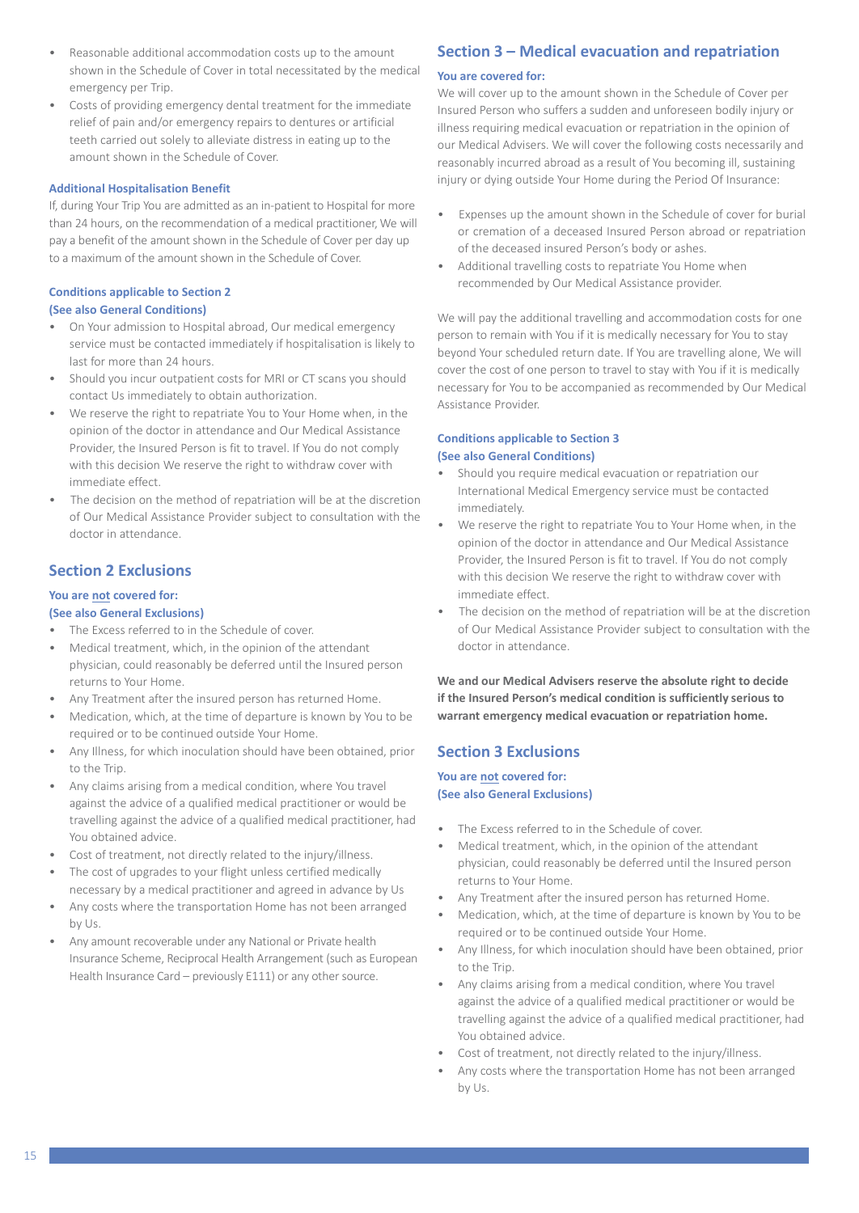- Reasonable additional accommodation costs up to the amount shown in the Schedule of Cover in total necessitated by the medical emergency per Trip.
- Costs of providing emergency dental treatment for the immediate relief of pain and/or emergency repairs to dentures or artificial teeth carried out solely to alleviate distress in eating up to the amount shown in the Schedule of Cover.

#### Additional Hospitalisation Benefit

If, during Your Trip You are admitted as an in-patient to Hospital for more than 24 hours, on the recommendation of a medical practitioner, We will pay a benefit of the amount shown in the Schedule of Cover per day up to a maximum of the amount shown in the Schedule of Cover.

#### Conditions applicable to Section 2
#### (See also General Conditions)

- On Your admission to Hospital abroad, Our medical emergency service must be contacted immediately if hospitalisation is likely to last for more than 24 hours.
- Should you incur outpatient costs for MRI or CT scans you should contact Us immediately to obtain authorization.
- We reserve the right to repatriate You to Your Home when, in the opinion of the doctor in attendance and Our Medical Assistance Provider, the Insured Person is fit to travel. If You do not comply with this decision We reserve the right to withdraw cover with immediate effect.
- The decision on the method of repatriation will be at the discretion of Our Medical Assistance Provider subject to consultation with the doctor in attendance.

## Section 2 Exclusions

#### You are not covered for:
#### (See also General Exclusions)

- The Excess referred to in the Schedule of cover.
- Medical treatment, which, in the opinion of the attendant physician, could reasonably be deferred until the Insured person returns to Your Home.
- Any Treatment after the insured person has returned Home.
- Medication, which, at the time of departure is known by You to be required or to be continued outside Your Home.
- Any Illness, for which inoculation should have been obtained, prior to the Trip.
- Any claims arising from a medical condition, where You travel against the advice of a qualified medical practitioner or would be travelling against the advice of a qualified medical practitioner, had You obtained advice.
- Cost of treatment, not directly related to the injury/illness.
- The cost of upgrades to your flight unless certified medically necessary by a medical practitioner and agreed in advance by Us
- Any costs where the transportation Home has not been arranged by Us.
- Any amount recoverable under any National or Private health Insurance Scheme, Reciprocal Health Arrangement (such as European Health Insurance Card – previously E111) or any other source.

## Section 3 – Medical evacuation and repatriation

#### You are covered for:

We will cover up to the amount shown in the Schedule of Cover per Insured Person who suffers a sudden and unforeseen bodily injury or illness requiring medical evacuation or repatriation in the opinion of our Medical Advisers. We will cover the following costs necessarily and reasonably incurred abroad as a result of You becoming ill, sustaining injury or dying outside Your Home during the Period Of Insurance:

- Expenses up the amount shown in the Schedule of cover for burial or cremation of a deceased Insured Person abroad or repatriation of the deceased insured Person's body or ashes.
- Additional travelling costs to repatriate You Home when recommended by Our Medical Assistance provider.

We will pay the additional travelling and accommodation costs for one person to remain with You if it is medically necessary for You to stay beyond Your scheduled return date. If You are travelling alone, We will cover the cost of one person to travel to stay with You if it is medically necessary for You to be accompanied as recommended by Our Medical Assistance Provider.

#### Conditions applicable to Section 3
#### (See also General Conditions)

- Should you require medical evacuation or repatriation our International Medical Emergency service must be contacted immediately.
- We reserve the right to repatriate You to Your Home when, in the opinion of the doctor in attendance and Our Medical Assistance Provider, the Insured Person is fit to travel. If You do not comply with this decision We reserve the right to withdraw cover with immediate effect.
- The decision on the method of repatriation will be at the discretion of Our Medical Assistance Provider subject to consultation with the doctor in attendance.

**We and our Medical Advisers reserve the absolute right to decide if the Insured Person's medical condition is sufficiently serious to warrant emergency medical evacuation or repatriation home.**

## Section 3 Exclusions

#### You are not covered for:
#### (See also General Exclusions)

- The Excess referred to in the Schedule of cover.
- Medical treatment, which, in the opinion of the attendant physician, could reasonably be deferred until the Insured person returns to Your Home.
- Any Treatment after the insured person has returned Home.
- Medication, which, at the time of departure is known by You to be required or to be continued outside Your Home.
- Any Illness, for which inoculation should have been obtained, prior to the Trip.
- Any claims arising from a medical condition, where You travel against the advice of a qualified medical practitioner or would be travelling against the advice of a qualified medical practitioner, had You obtained advice.
- Cost of treatment, not directly related to the injury/illness.
- Any costs where the transportation Home has not been arranged by Us.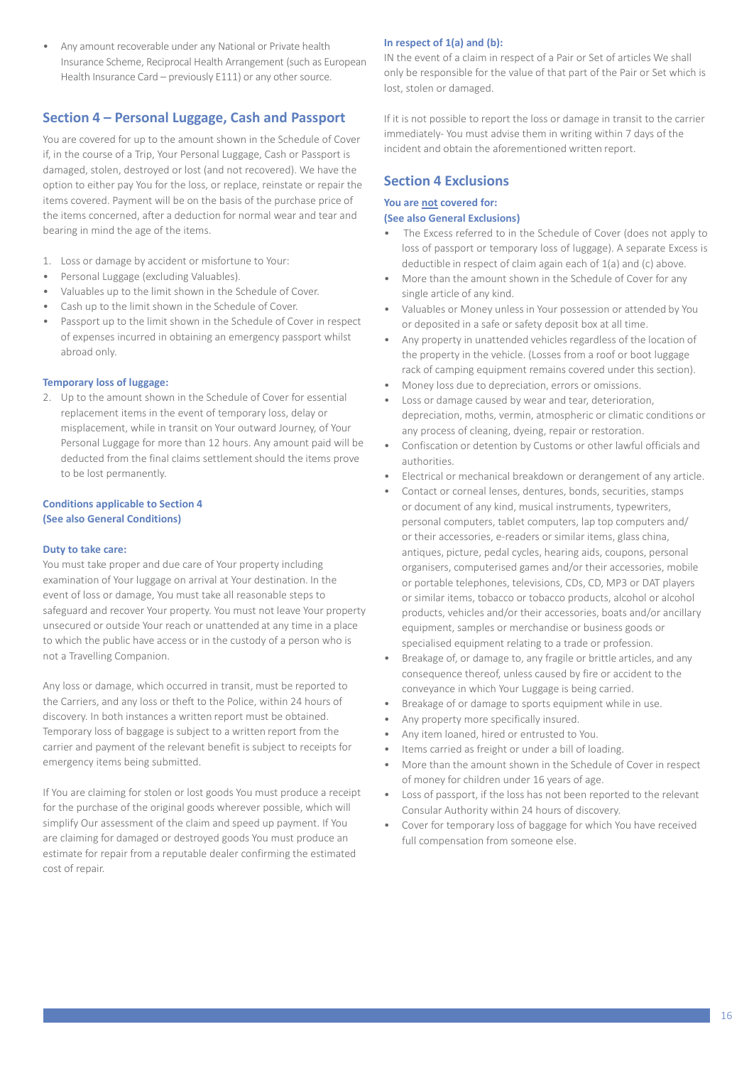- Any amount recoverable under any National or Private health Insurance Scheme, Reciprocal Health Arrangement (such as European Health Insurance Card – previously E111) or any other source.

## Section 4 – Personal Luggage, Cash and Passport

You are covered for up to the amount shown in the Schedule of Cover if, in the course of a Trip, Your Personal Luggage, Cash or Passport is damaged, stolen, destroyed or lost (and not recovered). We have the option to either pay You for the loss, or replace, reinstate or repair the items covered. Payment will be on the basis of the purchase price of the items concerned, after a deduction for normal wear and tear and bearing in mind the age of the items.

1. Loss or damage by accident or misfortune to Your:
- Personal Luggage (excluding Valuables).
- Valuables up to the limit shown in the Schedule of Cover.
- Cash up to the limit shown in the Schedule of Cover.
- Passport up to the limit shown in the Schedule of Cover in respect of expenses incurred in obtaining an emergency passport whilst abroad only.

**Temporary loss of luggage:**

2. Up to the amount shown in the Schedule of Cover for essential replacement items in the event of temporary loss, delay or misplacement, while in transit on Your outward Journey, of Your Personal Luggage for more than 12 hours. Any amount paid will be deducted from the final claims settlement should the items prove to be lost permanently.

**Conditions applicable to Section 4**
**(See also General Conditions)**

**Duty to take care:**

You must take proper and due care of Your property including examination of Your luggage on arrival at Your destination. In the event of loss or damage, You must take all reasonable steps to safeguard and recover Your property. You must not leave Your property unsecured or outside Your reach or unattended at any time in a place to which the public has access or in the custody of a person who is not a Travelling Companion.

Any loss or damage, which occurred in transit, must be reported to the Carriers, and any loss or theft to the Police, within 24 hours of discovery. In both instances a written report must be obtained. Temporary loss of baggage is subject to a written report from the carrier and payment of the relevant benefit is subject to receipts for emergency items being submitted.

If You are claiming for stolen or lost goods You must produce a receipt for the purchase of the original goods wherever possible, which will simplify Our assessment of the claim and speed up payment. If You are claiming for damaged or destroyed goods You must produce an estimate for repair from a reputable dealer confirming the estimated cost of repair.

**In respect of 1(a) and (b):**

IN the event of a claim in respect of a Pair or Set of articles We shall only be responsible for the value of that part of the Pair or Set which is lost, stolen or damaged.

If it is not possible to report the loss or damage in transit to the carrier immediately- You must advise them in writing within 7 days of the incident and obtain the aforementioned written report.

## Section 4 Exclusions

**You are not covered for:**
**(See also General Exclusions)**

- The Excess referred to in the Schedule of Cover (does not apply to loss of passport or temporary loss of luggage). A separate Excess is deductible in respect of claim again each of 1(a) and (c) above.
- More than the amount shown in the Schedule of Cover for any single article of any kind.
- Valuables or Money unless in Your possession or attended by You or deposited in a safe or safety deposit box at all time.
- Any property in unattended vehicles regardless of the location of the property in the vehicle. (Losses from a roof or boot luggage rack of camping equipment remains covered under this section).
- Money loss due to depreciation, errors or omissions.
- Loss or damage caused by wear and tear, deterioration, depreciation, moths, vermin, atmospheric or climatic conditions or any process of cleaning, dyeing, repair or restoration.
- Confiscation or detention by Customs or other lawful officials and authorities.
- Electrical or mechanical breakdown or derangement of any article.
- Contact or corneal lenses, dentures, bonds, securities, stamps or document of any kind, musical instruments, typewriters, personal computers, tablet computers, lap top computers and/or their accessories, e-readers or similar items, glass china, antiques, picture, pedal cycles, hearing aids, coupons, personal organisers, computerised games and/or their accessories, mobile or portable telephones, televisions, CDs, CD, MP3 or DAT players or similar items, tobacco or tobacco products, alcohol or alcohol products, vehicles and/or their accessories, boats and/or ancillary equipment, samples or merchandise or business goods or specialised equipment relating to a trade or profession.
- Breakage of, or damage to, any fragile or brittle articles, and any consequence thereof, unless caused by fire or accident to the conveyance in which Your Luggage is being carried.
- Breakage of or damage to sports equipment while in use.
- Any property more specifically insured.
- Any item loaned, hired or entrusted to You.
- Items carried as freight or under a bill of loading.
- More than the amount shown in the Schedule of Cover in respect of money for children under 16 years of age.
- Loss of passport, if the loss has not been reported to the relevant Consular Authority within 24 hours of discovery.
- Cover for temporary loss of baggage for which You have received full compensation from someone else.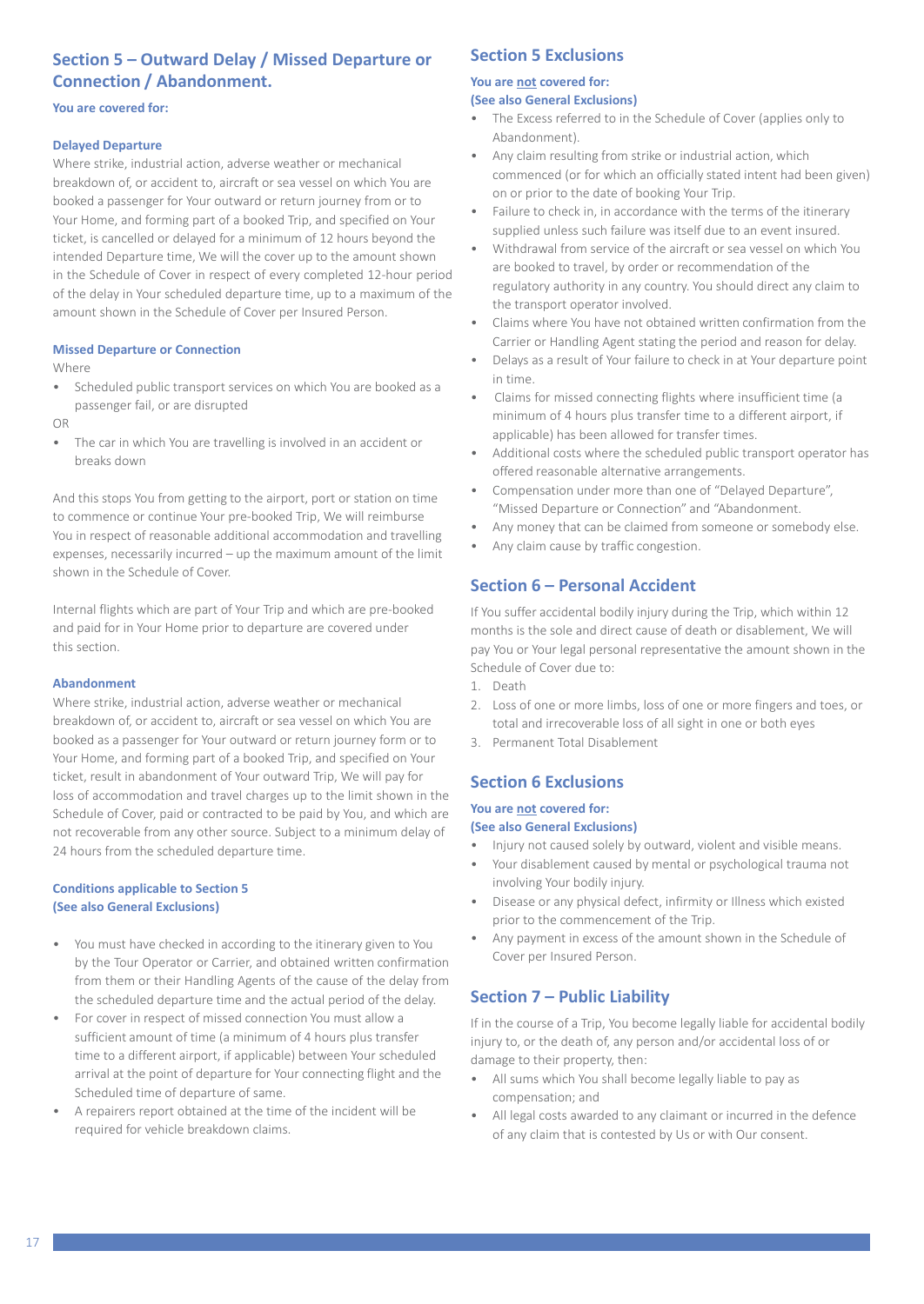## Section 5 – Outward Delay / Missed Departure or Connection / Abandonment.

**You are covered for:**

**Delayed Departure**

Where strike, industrial action, adverse weather or mechanical breakdown of, or accident to, aircraft or sea vessel on which You are booked a passenger for Your outward or return journey from or to Your Home, and forming part of a booked Trip, and specified on Your ticket, is cancelled or delayed for a minimum of 12 hours beyond the intended Departure time, We will the cover up to the amount shown in the Schedule of Cover in respect of every completed 12-hour period of the delay in Your scheduled departure time, up to a maximum of the amount shown in the Schedule of Cover per Insured Person.

**Missed Departure or Connection**

Where

- Scheduled public transport services on which You are booked as a passenger fail, or are disrupted

OR

- The car in which You are travelling is involved in an accident or breaks down

And this stops You from getting to the airport, port or station on time to commence or continue Your pre-booked Trip, We will reimburse You in respect of reasonable additional accommodation and travelling expenses, necessarily incurred – up the maximum amount of the limit shown in the Schedule of Cover.

Internal flights which are part of Your Trip and which are pre-booked and paid for in Your Home prior to departure are covered under this section.

**Abandonment**

Where strike, industrial action, adverse weather or mechanical breakdown of, or accident to, aircraft or sea vessel on which You are booked as a passenger for Your outward or return journey form or to Your Home, and forming part of a booked Trip, and specified on Your ticket, result in abandonment of Your outward Trip, We will pay for loss of accommodation and travel charges up to the limit shown in the Schedule of Cover, paid or contracted to be paid by You, and which are not recoverable from any other source. Subject to a minimum delay of 24 hours from the scheduled departure time.

**Conditions applicable to Section 5**
**(See also General Exclusions)**

- You must have checked in according to the itinerary given to You by the Tour Operator or Carrier, and obtained written confirmation from them or their Handling Agents of the cause of the delay from the scheduled departure time and the actual period of the delay.
- For cover in respect of missed connection You must allow a sufficient amount of time (a minimum of 4 hours plus transfer time to a different airport, if applicable) between Your scheduled arrival at the point of departure for Your connecting flight and the Scheduled time of departure of same.
- A repairers report obtained at the time of the incident will be required for vehicle breakdown claims.

## Section 5 Exclusions

**You are not covered for:**
**(See also General Exclusions)**

- The Excess referred to in the Schedule of Cover (applies only to Abandonment).
- Any claim resulting from strike or industrial action, which commenced (or for which an officially stated intent had been given) on or prior to the date of booking Your Trip.
- Failure to check in, in accordance with the terms of the itinerary supplied unless such failure was itself due to an event insured.
- Withdrawal from service of the aircraft or sea vessel on which You are booked to travel, by order or recommendation of the regulatory authority in any country. You should direct any claim to the transport operator involved.
- Claims where You have not obtained written confirmation from the Carrier or Handling Agent stating the period and reason for delay.
- Delays as a result of Your failure to check in at Your departure point in time.
- Claims for missed connecting flights where insufficient time (a minimum of 4 hours plus transfer time to a different airport, if applicable) has been allowed for transfer times.
- Additional costs where the scheduled public transport operator has offered reasonable alternative arrangements.
- Compensation under more than one of "Delayed Departure", "Missed Departure or Connection" and "Abandonment.
- Any money that can be claimed from someone or somebody else.
- Any claim cause by traffic congestion.

## Section 6 – Personal Accident

If You suffer accidental bodily injury during the Trip, which within 12 months is the sole and direct cause of death or disablement, We will pay You or Your legal personal representative the amount shown in the Schedule of Cover due to:

1. Death
2. Loss of one or more limbs, loss of one or more fingers and toes, or total and irrecoverable loss of all sight in one or both eyes
3. Permanent Total Disablement

## Section 6 Exclusions

**You are not covered for:**
**(See also General Exclusions)**

- Injury not caused solely by outward, violent and visible means.
- Your disablement caused by mental or psychological trauma not involving Your bodily injury.
- Disease or any physical defect, infirmity or Illness which existed prior to the commencement of the Trip.
- Any payment in excess of the amount shown in the Schedule of Cover per Insured Person.

## Section 7 – Public Liability

If in the course of a Trip, You become legally liable for accidental bodily injury to, or the death of, any person and/or accidental loss of or damage to their property, then:

- All sums which You shall become legally liable to pay as compensation; and
- All legal costs awarded to any claimant or incurred in the defence of any claim that is contested by Us or with Our consent.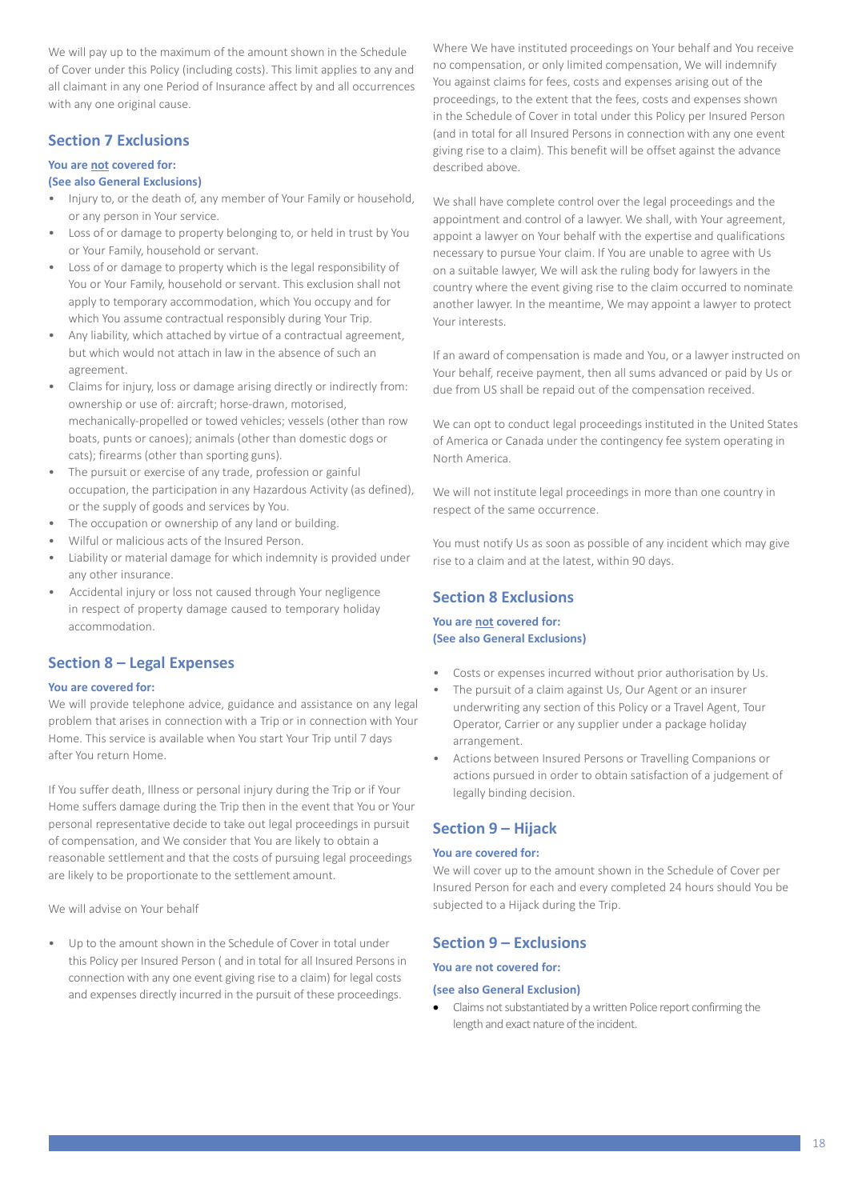We will pay up to the maximum of the amount shown in the Schedule of Cover under this Policy (including costs). This limit applies to any and all claimant in any one Period of Insurance affect by and all occurrences with any one original cause.

## Section 7 Exclusions

**You are not covered for:**
**(See also General Exclusions)**

- Injury to, or the death of, any member of Your Family or household, or any person in Your service.
- Loss of or damage to property belonging to, or held in trust by You or Your Family, household or servant.
- Loss of or damage to property which is the legal responsibility of You or Your Family, household or servant. This exclusion shall not apply to temporary accommodation, which You occupy and for which You assume contractual responsibly during Your Trip.
- Any liability, which attached by virtue of a contractual agreement, but which would not attach in law in the absence of such an agreement.
- Claims for injury, loss or damage arising directly or indirectly from: ownership or use of: aircraft; horse-drawn, motorised, mechanically-propelled or towed vehicles; vessels (other than row boats, punts or canoes); animals (other than domestic dogs or cats); firearms (other than sporting guns).
- The pursuit or exercise of any trade, profession or gainful occupation, the participation in any Hazardous Activity (as defined), or the supply of goods and services by You.
- The occupation or ownership of any land or building.
- Wilful or malicious acts of the Insured Person.
- Liability or material damage for which indemnity is provided under any other insurance.
- Accidental injury or loss not caused through Your negligence in respect of property damage caused to temporary holiday accommodation.

## Section 8 – Legal Expenses

**You are covered for:**

We will provide telephone advice, guidance and assistance on any legal problem that arises in connection with a Trip or in connection with Your Home. This service is available when You start Your Trip until 7 days after You return Home.

If You suffer death, Illness or personal injury during the Trip or if Your Home suffers damage during the Trip then in the event that You or Your personal representative decide to take out legal proceedings in pursuit of compensation, and We consider that You are likely to obtain a reasonable settlement and that the costs of pursuing legal proceedings are likely to be proportionate to the settlement amount.

We will advise on Your behalf

- Up to the amount shown in the Schedule of Cover in total under this Policy per Insured Person ( and in total for all Insured Persons in connection with any one event giving rise to a claim) for legal costs and expenses directly incurred in the pursuit of these proceedings.

Where We have instituted proceedings on Your behalf and You receive no compensation, or only limited compensation, We will indemnify You against claims for fees, costs and expenses arising out of the proceedings, to the extent that the fees, costs and expenses shown in the Schedule of Cover in total under this Policy per Insured Person (and in total for all Insured Persons in connection with any one event giving rise to a claim). This benefit will be offset against the advance described above.

We shall have complete control over the legal proceedings and the appointment and control of a lawyer. We shall, with Your agreement, appoint a lawyer on Your behalf with the expertise and qualifications necessary to pursue Your claim. If You are unable to agree with Us on a suitable lawyer, We will ask the ruling body for lawyers in the country where the event giving rise to the claim occurred to nominate another lawyer. In the meantime, We may appoint a lawyer to protect Your interests.

If an award of compensation is made and You, or a lawyer instructed on Your behalf, receive payment, then all sums advanced or paid by Us or due from US shall be repaid out of the compensation received.

We can opt to conduct legal proceedings instituted in the United States of America or Canada under the contingency fee system operating in North America.

We will not institute legal proceedings in more than one country in respect of the same occurrence.

You must notify Us as soon as possible of any incident which may give rise to a claim and at the latest, within 90 days.

## Section 8 Exclusions

**You are not covered for:**
**(See also General Exclusions)**

- Costs or expenses incurred without prior authorisation by Us.
- The pursuit of a claim against Us, Our Agent or an insurer underwriting any section of this Policy or a Travel Agent, Tour Operator, Carrier or any supplier under a package holiday arrangement.
- Actions between Insured Persons or Travelling Companions or actions pursued in order to obtain satisfaction of a judgement of legally binding decision.

## Section 9 – Hijack

**You are covered for:**

We will cover up to the amount shown in the Schedule of Cover per Insured Person for each and every completed 24 hours should You be subjected to a Hijack during the Trip.

## Section 9 – Exclusions

**You are not covered for:**

**(see also General Exclusion)**

- Claims not substantiated by a written Police report confirming the length and exact nature of the incident.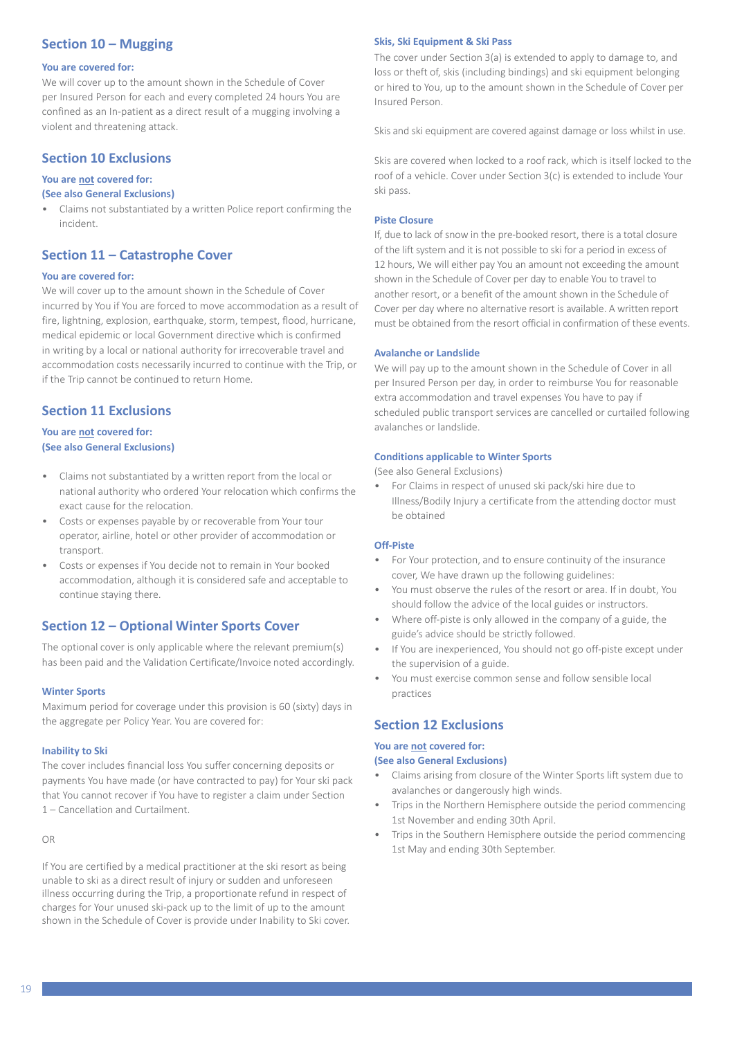## Section 10 – Mugging

**You are covered for:**

We will cover up to the amount shown in the Schedule of Cover per Insured Person for each and every completed 24 hours You are confined as an In-patient as a direct result of a mugging involving a violent and threatening attack.

## Section 10 Exclusions

**You are not covered for:**
**(See also General Exclusions)**

- Claims not substantiated by a written Police report confirming the incident.

## Section 11 – Catastrophe Cover

**You are covered for:**

We will cover up to the amount shown in the Schedule of Cover incurred by You if You are forced to move accommodation as a result of fire, lightning, explosion, earthquake, storm, tempest, flood, hurricane, medical epidemic or local Government directive which is confirmed in writing by a local or national authority for irrecoverable travel and accommodation costs necessarily incurred to continue with the Trip, or if the Trip cannot be continued to return Home.

## Section 11 Exclusions

**You are not covered for:**
**(See also General Exclusions)**

- Claims not substantiated by a written report from the local or national authority who ordered Your relocation which confirms the exact cause for the relocation.
- Costs or expenses payable by or recoverable from Your tour operator, airline, hotel or other provider of accommodation or transport.
- Costs or expenses if You decide not to remain in Your booked accommodation, although it is considered safe and acceptable to continue staying there.

## Section 12 – Optional Winter Sports Cover

The optional cover is only applicable where the relevant premium(s) has been paid and the Validation Certificate/Invoice noted accordingly.

#### Winter Sports

Maximum period for coverage under this provision is 60 (sixty) days in the aggregate per Policy Year. You are covered for:

#### Inability to Ski

The cover includes financial loss You suffer concerning deposits or payments You have made (or have contracted to pay) for Your ski pack that You cannot recover if You have to register a claim under Section 1 – Cancellation and Curtailment.

OR

If You are certified by a medical practitioner at the ski resort as being unable to ski as a direct result of injury or sudden and unforeseen illness occurring during the Trip, a proportionate refund in respect of charges for Your unused ski-pack up to the limit of up to the amount shown in the Schedule of Cover is provide under Inability to Ski cover.

#### Skis, Ski Equipment & Ski Pass

The cover under Section 3(a) is extended to apply to damage to, and loss or theft of, skis (including bindings) and ski equipment belonging or hired to You, up to the amount shown in the Schedule of Cover per Insured Person.

Skis and ski equipment are covered against damage or loss whilst in use.

Skis are covered when locked to a roof rack, which is itself locked to the roof of a vehicle. Cover under Section 3(c) is extended to include Your ski pass.

#### Piste Closure

If, due to lack of snow in the pre-booked resort, there is a total closure of the lift system and it is not possible to ski for a period in excess of 12 hours, We will either pay You an amount not exceeding the amount shown in the Schedule of Cover per day to enable You to travel to another resort, or a benefit of the amount shown in the Schedule of Cover per day where no alternative resort is available. A written report must be obtained from the resort official in confirmation of these events.

#### Avalanche or Landslide

We will pay up to the amount shown in the Schedule of Cover in all per Insured Person per day, in order to reimburse You for reasonable extra accommodation and travel expenses You have to pay if scheduled public transport services are cancelled or curtailed following avalanches or landslide.

#### Conditions applicable to Winter Sports

(See also General Exclusions)

- For Claims in respect of unused ski pack/ski hire due to Illness/Bodily Injury a certificate from the attending doctor must be obtained

#### Off-Piste

- For Your protection, and to ensure continuity of the insurance cover, We have drawn up the following guidelines:
- You must observe the rules of the resort or area. If in doubt, You should follow the advice of the local guides or instructors.
- Where off-piste is only allowed in the company of a guide, the guide's advice should be strictly followed.
- If You are inexperienced, You should not go off-piste except under the supervision of a guide.
- You must exercise common sense and follow sensible local practices

## Section 12 Exclusions

**You are not covered for:**
**(See also General Exclusions)**

- Claims arising from closure of the Winter Sports lift system due to avalanches or dangerously high winds.
- Trips in the Northern Hemisphere outside the period commencing 1st November and ending 30th April.
- Trips in the Southern Hemisphere outside the period commencing 1st May and ending 30th September.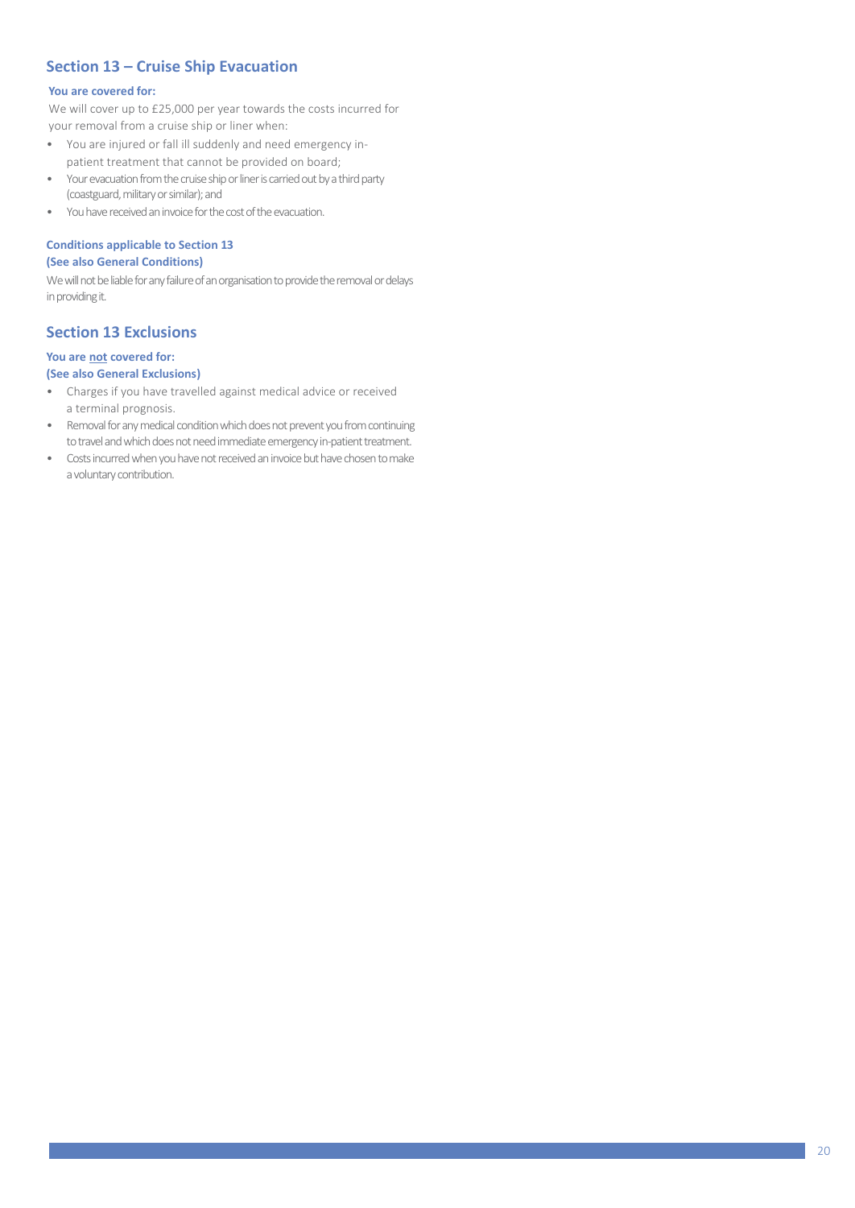## Section 13 – Cruise Ship Evacuation

**You are covered for:**

We will cover up to £25,000 per year towards the costs incurred for your removal from a cruise ship or liner when:

- You are injured or fall ill suddenly and need emergency in-patient treatment that cannot be provided on board;
- Your evacuation from the cruise ship or liner is carried out by a third party (coastguard, military or similar); and
- You have received an invoice for the cost of the evacuation.

**Conditions applicable to Section 13**
**(See also General Conditions)**

We will not be liable for any failure of an organisation to provide the removal or delays in providing it.

## Section 13 Exclusions

**You are <u>not</u> covered for:**
**(See also General Exclusions)**

- Charges if you have travelled against medical advice or received a terminal prognosis.
- Removal for any medical condition which does not prevent you from continuing to travel and which does not need immediate emergency in-patient treatment.
- Costs incurred when you have not received an invoice but have chosen to make a voluntary contribution.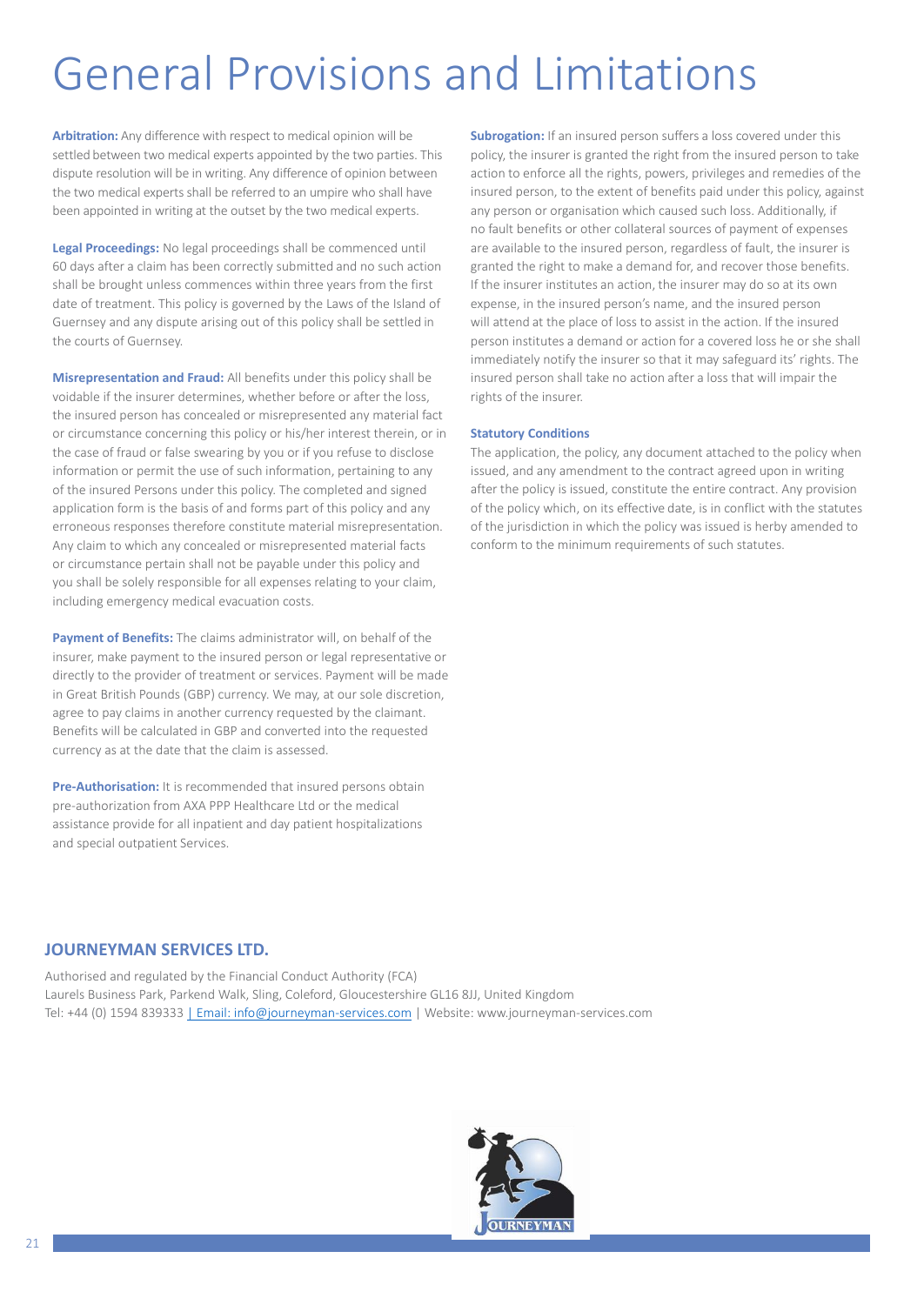# General Provisions and Limitations

**Arbitration:** Any difference with respect to medical opinion will be settled between two medical experts appointed by the two parties. This dispute resolution will be in writing. Any difference of opinion between the two medical experts shall be referred to an umpire who shall have been appointed in writing at the outset by the two medical experts.

**Legal Proceedings:** No legal proceedings shall be commenced until 60 days after a claim has been correctly submitted and no such action shall be brought unless commences within three years from the first date of treatment. This policy is governed by the Laws of the Island of Guernsey and any dispute arising out of this policy shall be settled in the courts of Guernsey.

**Misrepresentation and Fraud:** All benefits under this policy shall be voidable if the insurer determines, whether before or after the loss, the insured person has concealed or misrepresented any material fact or circumstance concerning this policy or his/her interest therein, or in the case of fraud or false swearing by you or if you refuse to disclose information or permit the use of such information, pertaining to any of the insured Persons under this policy. The completed and signed application form is the basis of and forms part of this policy and any erroneous responses therefore constitute material misrepresentation. Any claim to which any concealed or misrepresented material facts or circumstance pertain shall not be payable under this policy and you shall be solely responsible for all expenses relating to your claim, including emergency medical evacuation costs.

**Payment of Benefits:** The claims administrator will, on behalf of the insurer, make payment to the insured person or legal representative or directly to the provider of treatment or services. Payment will be made in Great British Pounds (GBP) currency. We may, at our sole discretion, agree to pay claims in another currency requested by the claimant. Benefits will be calculated in GBP and converted into the requested currency as at the date that the claim is assessed.

**Pre-Authorisation:** It is recommended that insured persons obtain pre-authorization from AXA PPP Healthcare Ltd or the medical assistance provide for all inpatient and day patient hospitalizations and special outpatient Services.

**Subrogation:** If an insured person suffers a loss covered under this policy, the insurer is granted the right from the insured person to take action to enforce all the rights, powers, privileges and remedies of the insured person, to the extent of benefits paid under this policy, against any person or organisation which caused such loss. Additionally, if no fault benefits or other collateral sources of payment of expenses are available to the insured person, regardless of fault, the insurer is granted the right to make a demand for, and recover those benefits. If the insurer institutes an action, the insurer may do so at its own expense, in the insured person's name, and the insured person will attend at the place of loss to assist in the action. If the insured person institutes a demand or action for a covered loss he or she shall immediately notify the insurer so that it may safeguard its' rights. The insured person shall take no action after a loss that will impair the rights of the insurer.

**Statutory Conditions**

The application, the policy, any document attached to the policy when issued, and any amendment to the contract agreed upon in writing after the policy is issued, constitute the entire contract. Any provision of the policy which, on its effective date, is in conflict with the statutes of the jurisdiction in which the policy was issued is herby amended to conform to the minimum requirements of such statutes.

## JOURNEYMAN SERVICES LTD.

Authorised and regulated by the Financial Conduct Authority (FCA)
Laurels Business Park, Parkend Walk, Sling, Coleford, Gloucestershire GL16 8JJ, United Kingdom
Tel: +44 (0) 1594 839333 | Email: info@journeyman-services.com | Website: www.journeyman-services.com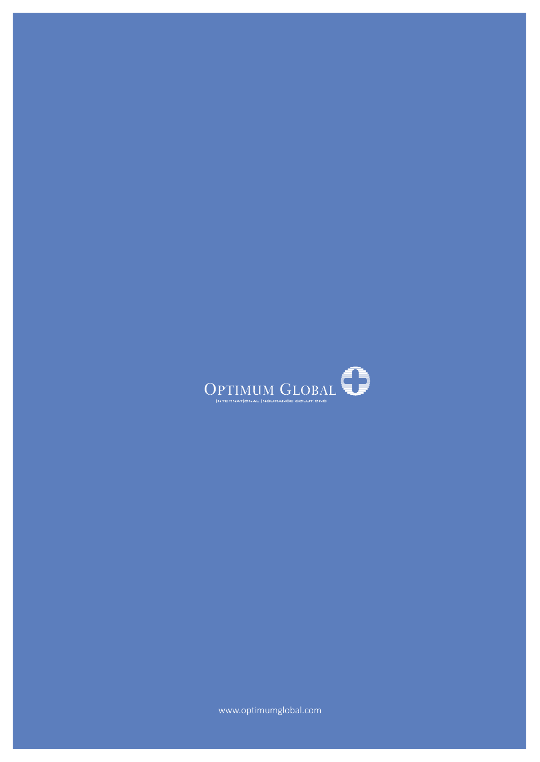OPTIMUM GLOBAL

INTERNATIONAL INSURANCE SOLUTIONS

www.optimumglobal.com